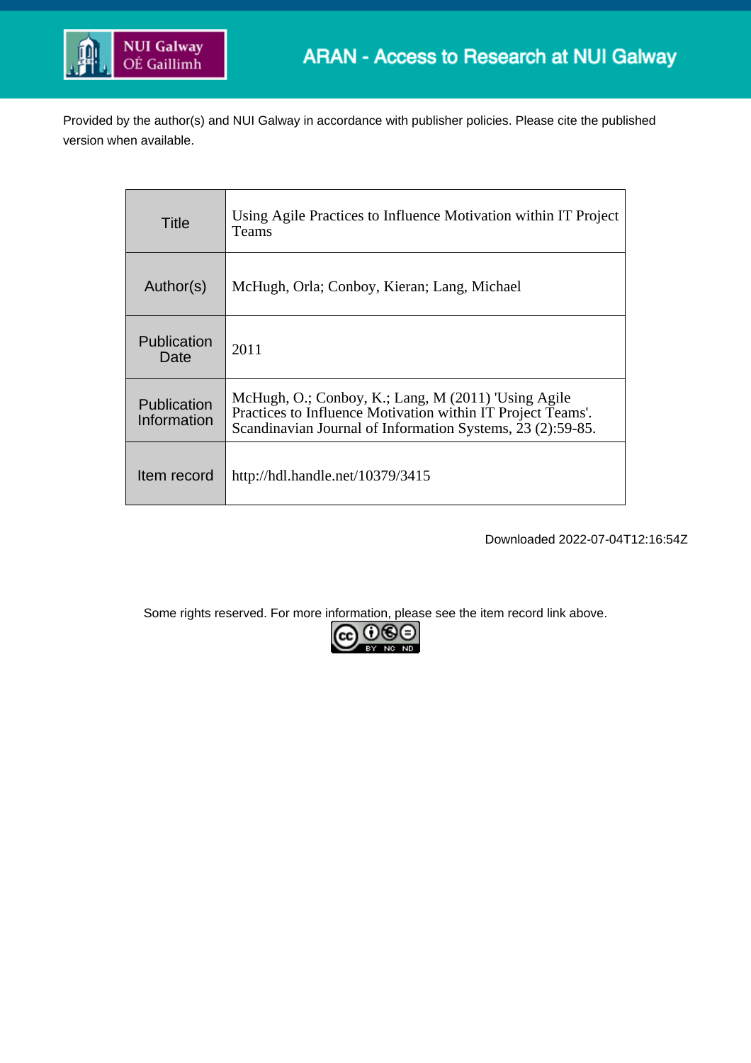ARAN - Access to Research at NUI Galway

Provided by the author(s) and NUI Galway in accordance with publisher policies. Please cite the published version when available.

| | |
|---|---|
| Title | Using Agile Practices to Influence Motivation within IT Project Teams |
| Author(s) | McHugh, Orla; Conboy, Kieran; Lang, Michael |
| Publication Date | 2011 |
| Publication Information | McHugh, O.; Conboy, K.; Lang, M (2011) 'Using Agile Practices to Influence Motivation within IT Project Teams'. Scandinavian Journal of Information Systems, 23 (2):59-85. |
| Item record | http://hdl.handle.net/10379/3415 |

Downloaded 2022-07-04T12:16:54Z

Some rights reserved. For more information, please see the item record link above.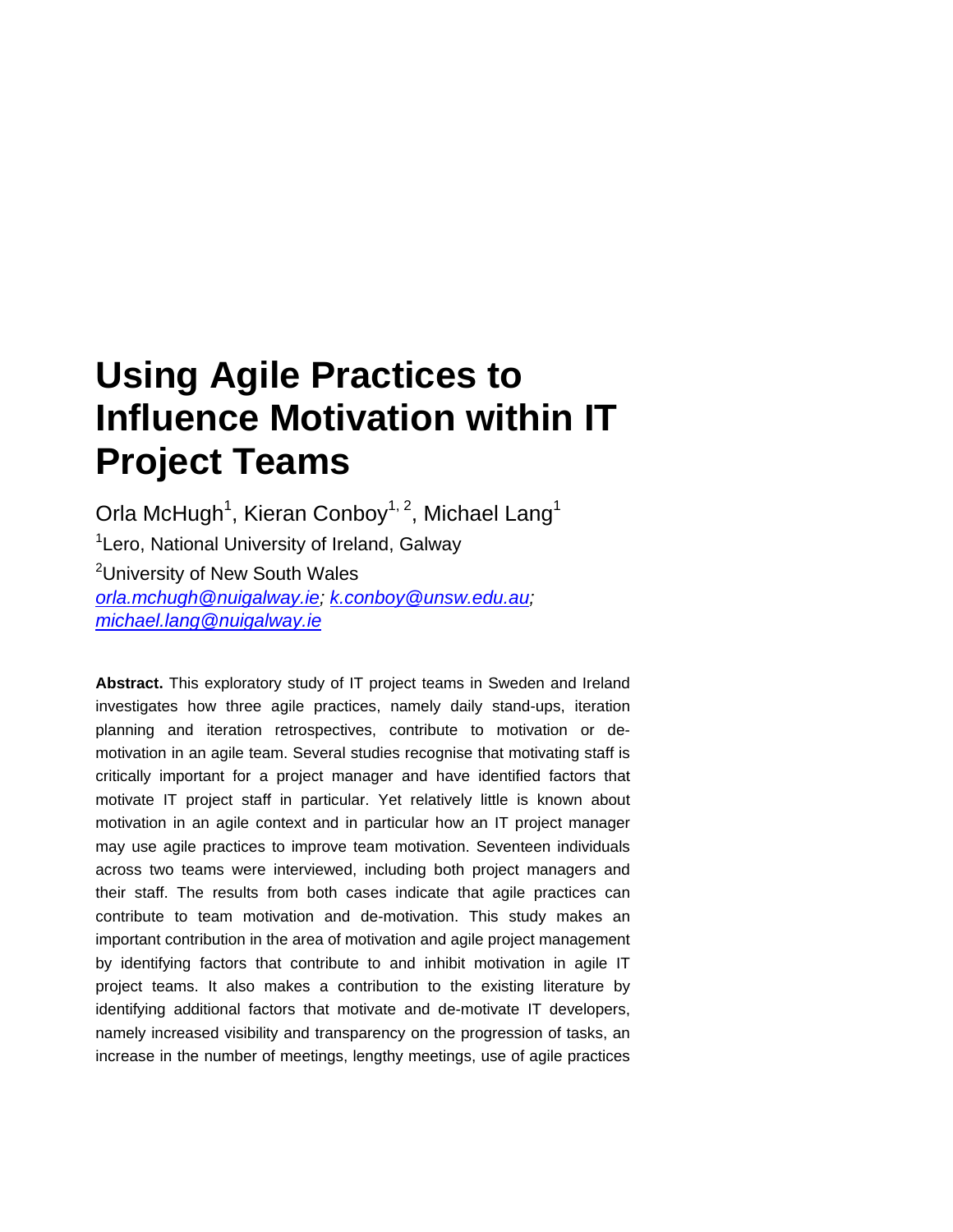# Using Agile Practices to Influence Motivation within IT Project Teams

Orla McHugh[1], Kieran Conboy[1, 2], Michael Lang[1]

[1]Lero, National University of Ireland, Galway

[2]University of New South Wales

orla.mchugh@nuigalway.ie; k.conboy@unsw.edu.au; michael.lang@nuigalway.ie

**Abstract.** This exploratory study of IT project teams in Sweden and Ireland investigates how three agile practices, namely daily stand-ups, iteration planning and iteration retrospectives, contribute to motivation or de-motivation in an agile team. Several studies recognise that motivating staff is critically important for a project manager and have identified factors that motivate IT project staff in particular. Yet relatively little is known about motivation in an agile context and in particular how an IT project manager may use agile practices to improve team motivation. Seventeen individuals across two teams were interviewed, including both project managers and their staff. The results from both cases indicate that agile practices can contribute to team motivation and de-motivation. This study makes an important contribution in the area of motivation and agile project management by identifying factors that contribute to and inhibit motivation in agile IT project teams. It also makes a contribution to the existing literature by identifying additional factors that motivate and de-motivate IT developers, namely increased visibility and transparency on the progression of tasks, an increase in the number of meetings, lengthy meetings, use of agile practices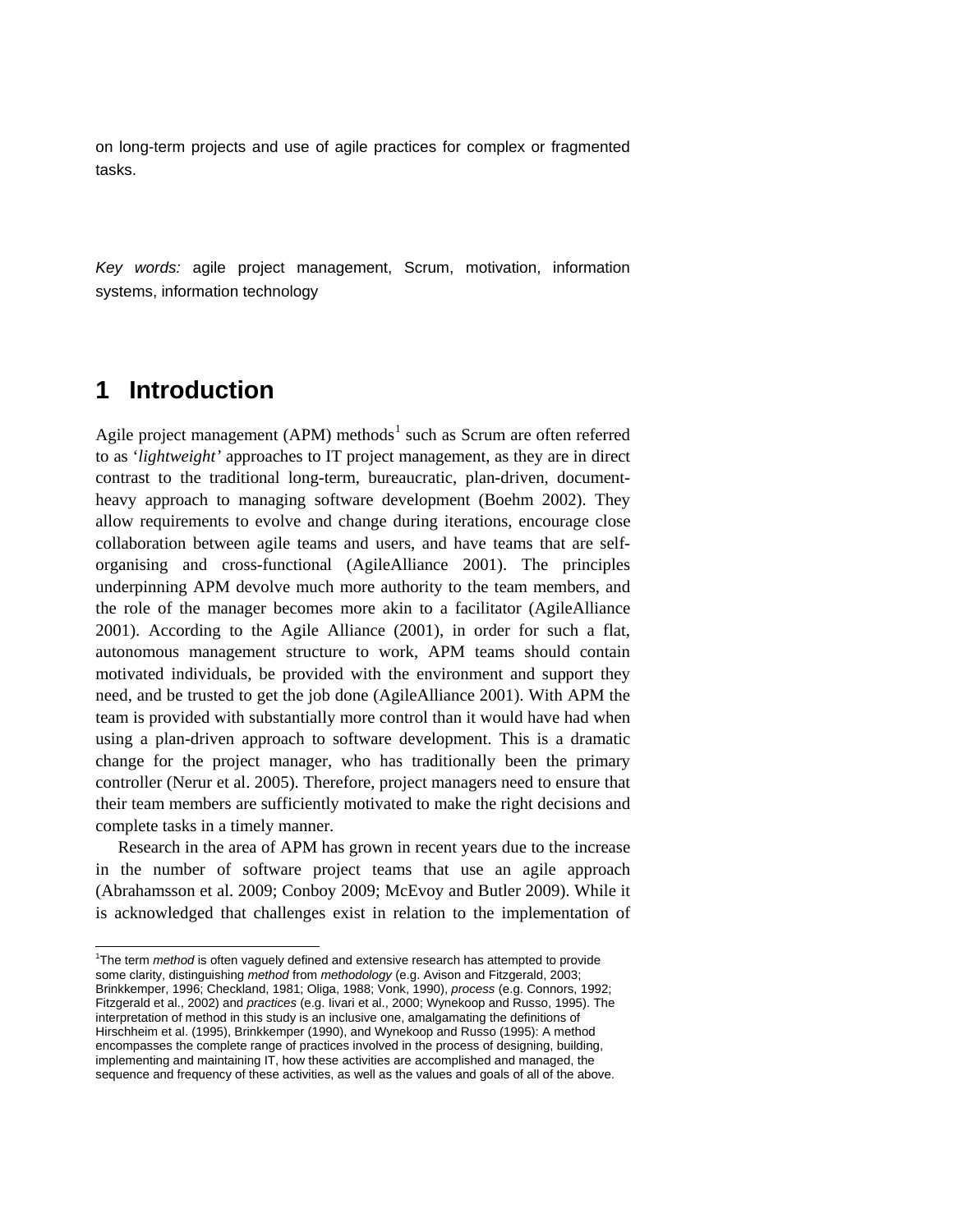on long-term projects and use of agile practices for complex or fragmented tasks.

*Key words:* agile project management, Scrum, motivation, information systems, information technology

# 1 Introduction

Agile project management (APM) methods[1] such as Scrum are often referred to as '*lightweight*' approaches to IT project management, as they are in direct contrast to the traditional long-term, bureaucratic, plan-driven, document-heavy approach to managing software development (Boehm 2002). They allow requirements to evolve and change during iterations, encourage close collaboration between agile teams and users, and have teams that are self-organising and cross-functional (AgileAlliance 2001). The principles underpinning APM devolve much more authority to the team members, and the role of the manager becomes more akin to a facilitator (AgileAlliance 2001). According to the Agile Alliance (2001), in order for such a flat, autonomous management structure to work, APM teams should contain motivated individuals, be provided with the environment and support they need, and be trusted to get the job done (AgileAlliance 2001). With APM the team is provided with substantially more control than it would have had when using a plan-driven approach to software development. This is a dramatic change for the project manager, who has traditionally been the primary controller (Nerur et al. 2005). Therefore, project managers need to ensure that their team members are sufficiently motivated to make the right decisions and complete tasks in a timely manner.

Research in the area of APM has grown in recent years due to the increase in the number of software project teams that use an agile approach (Abrahamsson et al. 2009; Conboy 2009; McEvoy and Butler 2009). While it is acknowledged that challenges exist in relation to the implementation of

[1] The term *method* is often vaguely defined and extensive research has attempted to provide some clarity, distinguishing *method* from *methodology* (e.g. Avison and Fitzgerald, 2003; Brinkkemper, 1996; Checkland, 1981; Oliga, 1988; Vonk, 1990), *process* (e.g. Connors, 1992; Fitzgerald et al., 2002) and *practices* (e.g. Iivari et al., 2000; Wynekoop and Russo, 1995). The interpretation of method in this study is an inclusive one, amalgamating the definitions of Hirschheim et al. (1995), Brinkkemper (1990), and Wynekoop and Russo (1995): A method encompasses the complete range of practices involved in the process of designing, building, implementing and maintaining IT, how these activities are accomplished and managed, the sequence and frequency of these activities, as well as the values and goals of all of the above.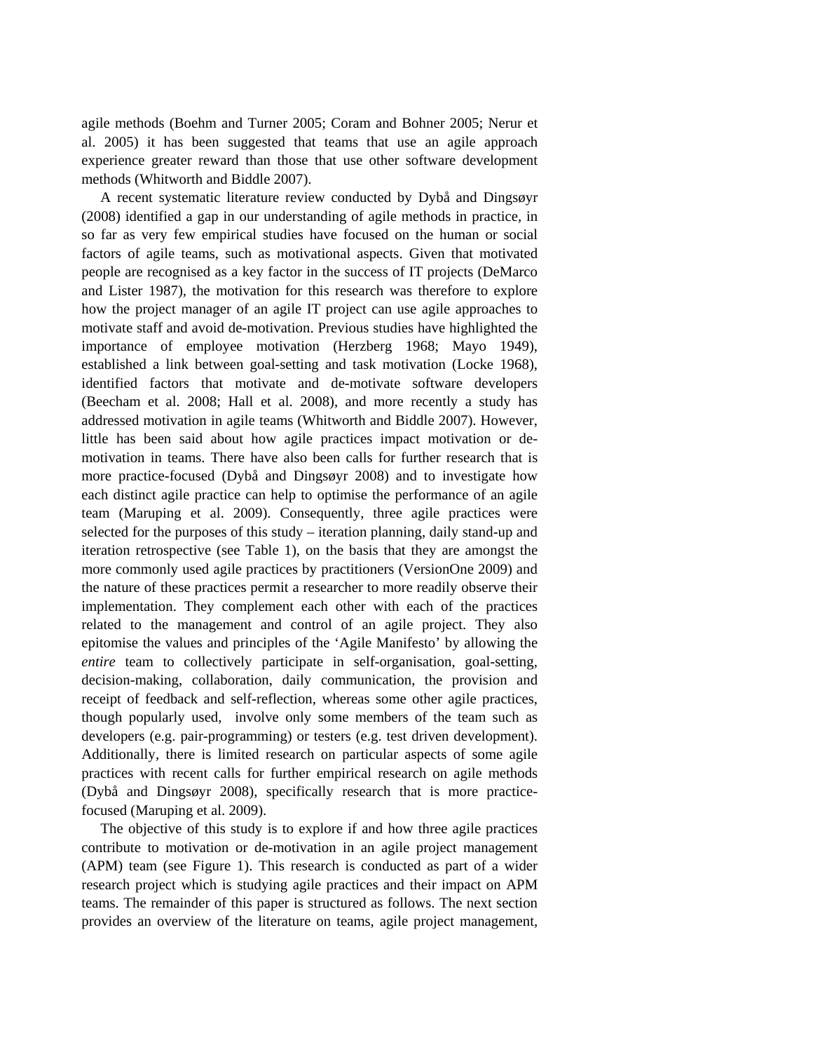agile methods (Boehm and Turner 2005; Coram and Bohner 2005; Nerur et al. 2005) it has been suggested that teams that use an agile approach experience greater reward than those that use other software development methods (Whitworth and Biddle 2007).

A recent systematic literature review conducted by Dybå and Dingsøyr (2008) identified a gap in our understanding of agile methods in practice, in so far as very few empirical studies have focused on the human or social factors of agile teams, such as motivational aspects. Given that motivated people are recognised as a key factor in the success of IT projects (DeMarco and Lister 1987), the motivation for this research was therefore to explore how the project manager of an agile IT project can use agile approaches to motivate staff and avoid de-motivation. Previous studies have highlighted the importance of employee motivation (Herzberg 1968; Mayo 1949), established a link between goal-setting and task motivation (Locke 1968), identified factors that motivate and de-motivate software developers (Beecham et al. 2008; Hall et al. 2008), and more recently a study has addressed motivation in agile teams (Whitworth and Biddle 2007). However, little has been said about how agile practices impact motivation or de-motivation in teams. There have also been calls for further research that is more practice-focused (Dybå and Dingsøyr 2008) and to investigate how each distinct agile practice can help to optimise the performance of an agile team (Maruping et al. 2009). Consequently, three agile practices were selected for the purposes of this study – iteration planning, daily stand-up and iteration retrospective (see Table 1), on the basis that they are amongst the more commonly used agile practices by practitioners (VersionOne 2009) and the nature of these practices permit a researcher to more readily observe their implementation. They complement each other with each of the practices related to the management and control of an agile project. They also epitomise the values and principles of the 'Agile Manifesto' by allowing the *entire* team to collectively participate in self-organisation, goal-setting, decision-making, collaboration, daily communication, the provision and receipt of feedback and self-reflection, whereas some other agile practices, though popularly used, involve only some members of the team such as developers (e.g. pair-programming) or testers (e.g. test driven development). Additionally, there is limited research on particular aspects of some agile practices with recent calls for further empirical research on agile methods (Dybå and Dingsøyr 2008), specifically research that is more practice-focused (Maruping et al. 2009).

The objective of this study is to explore if and how three agile practices contribute to motivation or de-motivation in an agile project management (APM) team (see Figure 1). This research is conducted as part of a wider research project which is studying agile practices and their impact on APM teams. The remainder of this paper is structured as follows. The next section provides an overview of the literature on teams, agile project management,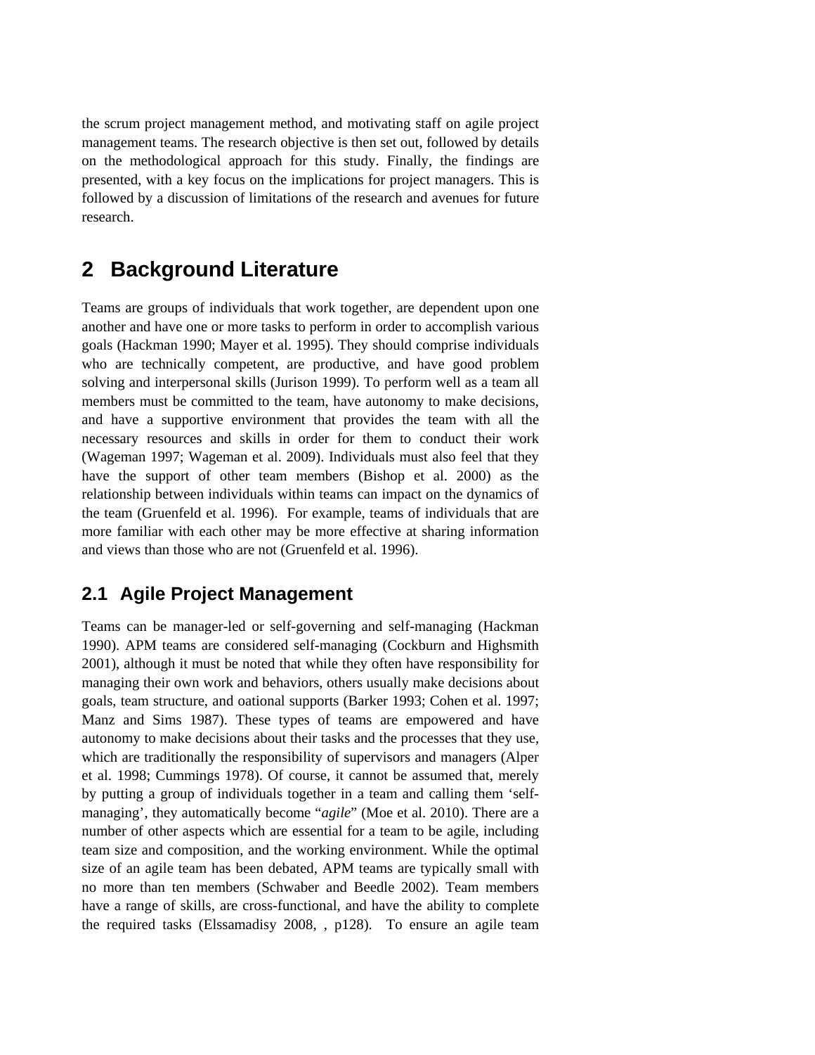the scrum project management method, and motivating staff on agile project management teams. The research objective is then set out, followed by details on the methodological approach for this study. Finally, the findings are presented, with a key focus on the implications for project managers. This is followed by a discussion of limitations of the research and avenues for future research.

# 2 Background Literature

Teams are groups of individuals that work together, are dependent upon one another and have one or more tasks to perform in order to accomplish various goals (Hackman 1990; Mayer et al. 1995). They should comprise individuals who are technically competent, are productive, and have good problem solving and interpersonal skills (Jurison 1999). To perform well as a team all members must be committed to the team, have autonomy to make decisions, and have a supportive environment that provides the team with all the necessary resources and skills in order for them to conduct their work (Wageman 1997; Wageman et al. 2009). Individuals must also feel that they have the support of other team members (Bishop et al. 2000) as the relationship between individuals within teams can impact on the dynamics of the team (Gruenfeld et al. 1996). For example, teams of individuals that are more familiar with each other may be more effective at sharing information and views than those who are not (Gruenfeld et al. 1996).

## 2.1 Agile Project Management

Teams can be manager-led or self-governing and self-managing (Hackman 1990). APM teams are considered self-managing (Cockburn and Highsmith 2001), although it must be noted that while they often have responsibility for managing their own work and behaviors, others usually make decisions about goals, team structure, and oational supports (Barker 1993; Cohen et al. 1997; Manz and Sims 1987). These types of teams are empowered and have autonomy to make decisions about their tasks and the processes that they use, which are traditionally the responsibility of supervisors and managers (Alper et al. 1998; Cummings 1978). Of course, it cannot be assumed that, merely by putting a group of individuals together in a team and calling them 'self-managing', they automatically become "*agile*" (Moe et al. 2010). There are a number of other aspects which are essential for a team to be agile, including team size and composition, and the working environment. While the optimal size of an agile team has been debated, APM teams are typically small with no more than ten members (Schwaber and Beedle 2002). Team members have a range of skills, are cross-functional, and have the ability to complete the required tasks (Elssamadisy 2008, , p128). To ensure an agile team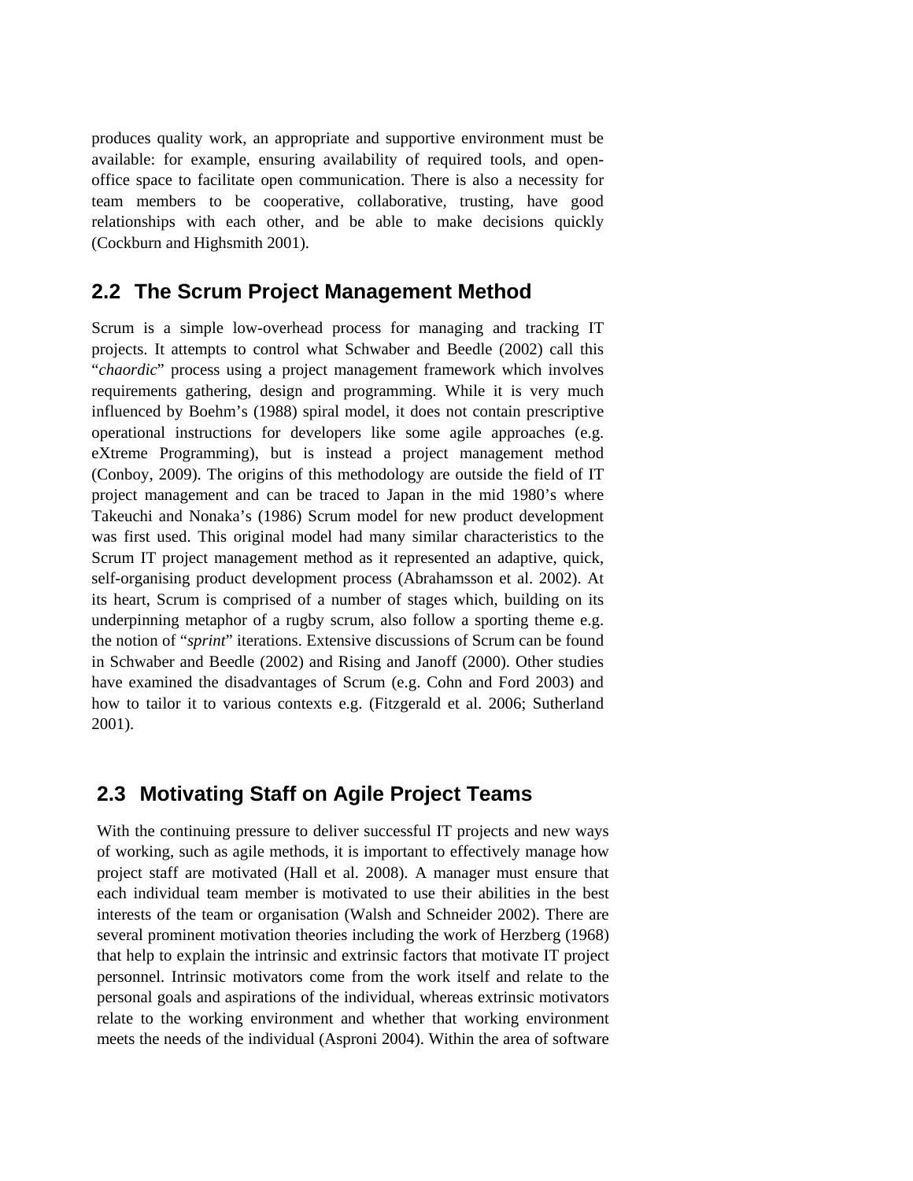produces quality work, an appropriate and supportive environment must be available: for example, ensuring availability of required tools, and open-office space to facilitate open communication. There is also a necessity for team members to be cooperative, collaborative, trusting, have good relationships with each other, and be able to make decisions quickly (Cockburn and Highsmith 2001).

## 2.2 The Scrum Project Management Method

Scrum is a simple low-overhead process for managing and tracking IT projects. It attempts to control what Schwaber and Beedle (2002) call this "*chaordic*" process using a project management framework which involves requirements gathering, design and programming. While it is very much influenced by Boehm's (1988) spiral model, it does not contain prescriptive operational instructions for developers like some agile approaches (e.g. eXtreme Programming), but is instead a project management method (Conboy, 2009). The origins of this methodology are outside the field of IT project management and can be traced to Japan in the mid 1980's where Takeuchi and Nonaka's (1986) Scrum model for new product development was first used. This original model had many similar characteristics to the Scrum IT project management method as it represented an adaptive, quick, self-organising product development process (Abrahamsson et al. 2002). At its heart, Scrum is comprised of a number of stages which, building on its underpinning metaphor of a rugby scrum, also follow a sporting theme e.g. the notion of "*sprint*" iterations. Extensive discussions of Scrum can be found in Schwaber and Beedle (2002) and Rising and Janoff (2000). Other studies have examined the disadvantages of Scrum (e.g. Cohn and Ford 2003) and how to tailor it to various contexts e.g. (Fitzgerald et al. 2006; Sutherland 2001).

## 2.3 Motivating Staff on Agile Project Teams

With the continuing pressure to deliver successful IT projects and new ways of working, such as agile methods, it is important to effectively manage how project staff are motivated (Hall et al. 2008). A manager must ensure that each individual team member is motivated to use their abilities in the best interests of the team or organisation (Walsh and Schneider 2002). There are several prominent motivation theories including the work of Herzberg (1968) that help to explain the intrinsic and extrinsic factors that motivate IT project personnel. Intrinsic motivators come from the work itself and relate to the personal goals and aspirations of the individual, whereas extrinsic motivators relate to the working environment and whether that working environment meets the needs of the individual (Asproni 2004). Within the area of software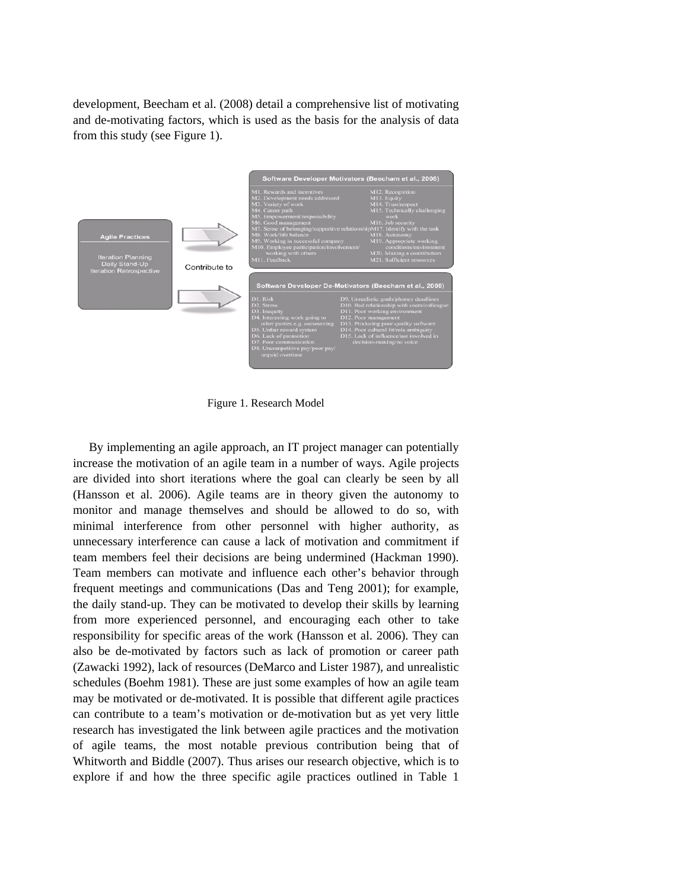development, Beecham et al. (2008) detail a comprehensive list of motivating and de-motivating factors, which is used as the basis for the analysis of data from this study (see Figure 1).

**Agile Practices**

- Iteration Planning
- Daily Stand-Up
- Iteration Retrospective

Contribute to

**Software Developer Motivators (Beecham et al., 2008)**

- M1. Rewards and incentives
- M2. Development needs addressed
- M3. Variety of work
- M4. Career path
- M5. Empowerment/responsibility
- M6. Good management
- M7. Sense of belonging/supportive relationship
- M8. Work/life balance
- M9. Working in successful company
- M10. Employee participation/involvement/working with others
- M11. Feedback
- M12. Recognition
- M13. Equity
- M14. Trust/respect
- M15. Technically challenging work
- M16. Job security
- M17. Identify with the task
- M18. Autonomy
- M19. Appropriate working conditions/environment
- M20. Making a contribution
- M21. Sufficient resources

**Software Developer De-Motivators (Beecham et al., 2008)**

- D1. Risk
- D2. Stress
- D3. Inequity
- D4. Interesting work going to other parties e.g. outsourcing
- D5. Unfair reward system
- D6. Lack of promotion
- D7. Poor communication
- D8. Uncompetitive pay/poor pay/unpaid overtime
- D9. Unrealistic goals/phoney deadlines
- D10. Bad relationship with users/colleague
- D11. Poor working environment
- D12. Poor management
- D13. Producing poor quality software
- D14. Poor cultural fit/role ambiguity
- D15. Lack of influence/not involved in decision-making/no voice

Figure 1. Research Model

By implementing an agile approach, an IT project manager can potentially increase the motivation of an agile team in a number of ways. Agile projects are divided into short iterations where the goal can clearly be seen by all (Hansson et al. 2006). Agile teams are in theory given the autonomy to monitor and manage themselves and should be allowed to do so, with minimal interference from other personnel with higher authority, as unnecessary interference can cause a lack of motivation and commitment if team members feel their decisions are being undermined (Hackman 1990). Team members can motivate and influence each other's behavior through frequent meetings and communications (Das and Teng 2001); for example, the daily stand-up. They can be motivated to develop their skills by learning from more experienced personnel, and encouraging each other to take responsibility for specific areas of the work (Hansson et al. 2006). They can also be de-motivated by factors such as lack of promotion or career path (Zawacki 1992), lack of resources (DeMarco and Lister 1987), and unrealistic schedules (Boehm 1981). These are just some examples of how an agile team may be motivated or de-motivated. It is possible that different agile practices can contribute to a team's motivation or de-motivation but as yet very little research has investigated the link between agile practices and the motivation of agile teams, the most notable previous contribution being that of Whitworth and Biddle (2007). Thus arises our research objective, which is to explore if and how the three specific agile practices outlined in Table 1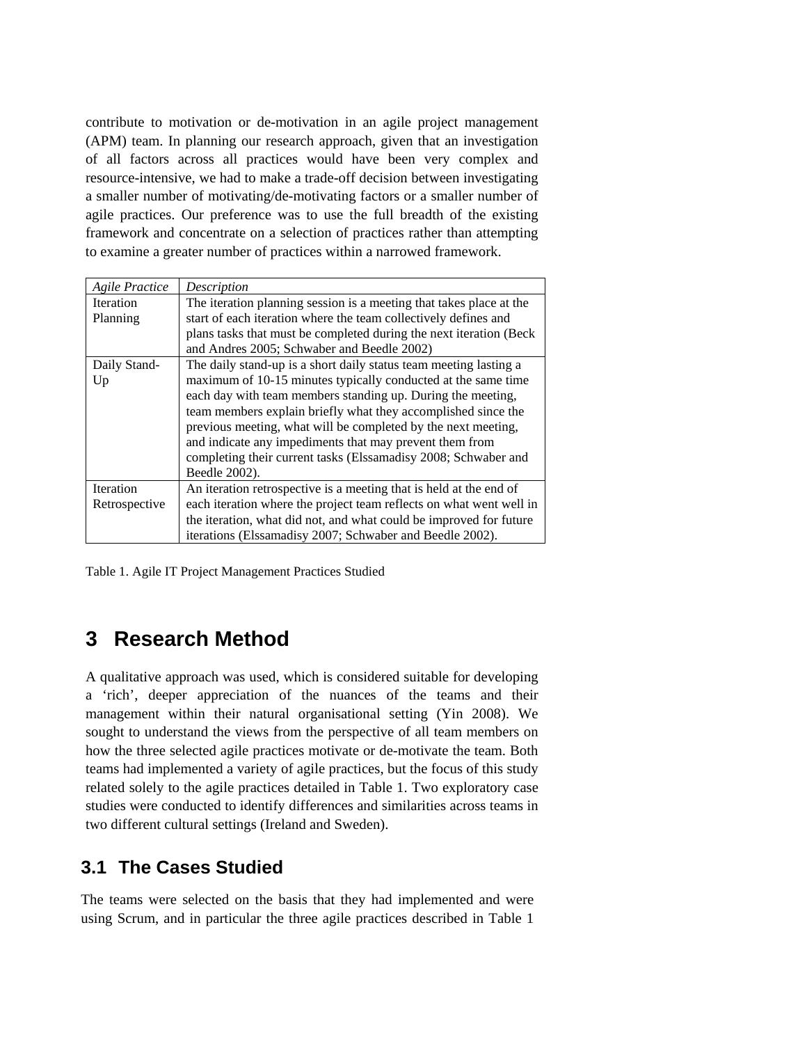contribute to motivation or de-motivation in an agile project management (APM) team. In planning our research approach, given that an investigation of all factors across all practices would have been very complex and resource-intensive, we had to make a trade-off decision between investigating a smaller number of motivating/de-motivating factors or a smaller number of agile practices. Our preference was to use the full breadth of the existing framework and concentrate on a selection of practices rather than attempting to examine a greater number of practices within a narrowed framework.

| *Agile Practice* | *Description* |
|---|---|
| Iteration Planning | The iteration planning session is a meeting that takes place at the start of each iteration where the team collectively defines and plans tasks that must be completed during the next iteration (Beck and Andres 2005; Schwaber and Beedle 2002) |
| Daily Stand-Up | The daily stand-up is a short daily status team meeting lasting a maximum of 10-15 minutes typically conducted at the same time each day with team members standing up. During the meeting, team members explain briefly what they accomplished since the previous meeting, what will be completed by the next meeting, and indicate any impediments that may prevent them from completing their current tasks (Elssamadisy 2008; Schwaber and Beedle 2002). |
| Iteration Retrospective | An iteration retrospective is a meeting that is held at the end of each iteration where the project team reflects on what went well in the iteration, what did not, and what could be improved for future iterations (Elssamadisy 2007; Schwaber and Beedle 2002). |

Table 1. Agile IT Project Management Practices Studied

# 3 Research Method

A qualitative approach was used, which is considered suitable for developing a 'rich', deeper appreciation of the nuances of the teams and their management within their natural organisational setting (Yin 2008). We sought to understand the views from the perspective of all team members on how the three selected agile practices motivate or de-motivate the team. Both teams had implemented a variety of agile practices, but the focus of this study related solely to the agile practices detailed in Table 1. Two exploratory case studies were conducted to identify differences and similarities across teams in two different cultural settings (Ireland and Sweden).

## 3.1 The Cases Studied

The teams were selected on the basis that they had implemented and were using Scrum, and in particular the three agile practices described in Table 1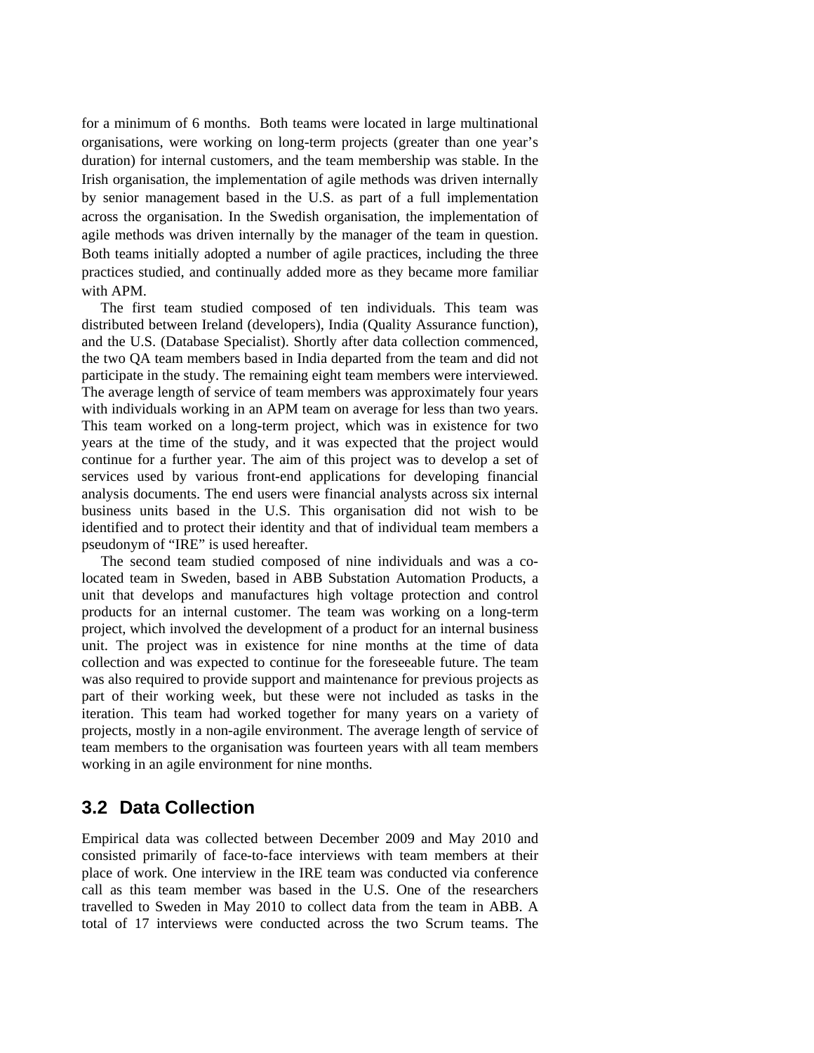for a minimum of 6 months. Both teams were located in large multinational organisations, were working on long-term projects (greater than one year's duration) for internal customers, and the team membership was stable. In the Irish organisation, the implementation of agile methods was driven internally by senior management based in the U.S. as part of a full implementation across the organisation. In the Swedish organisation, the implementation of agile methods was driven internally by the manager of the team in question. Both teams initially adopted a number of agile practices, including the three practices studied, and continually added more as they became more familiar with APM.

The first team studied composed of ten individuals. This team was distributed between Ireland (developers), India (Quality Assurance function), and the U.S. (Database Specialist). Shortly after data collection commenced, the two QA team members based in India departed from the team and did not participate in the study. The remaining eight team members were interviewed. The average length of service of team members was approximately four years with individuals working in an APM team on average for less than two years. This team worked on a long-term project, which was in existence for two years at the time of the study, and it was expected that the project would continue for a further year. The aim of this project was to develop a set of services used by various front-end applications for developing financial analysis documents. The end users were financial analysts across six internal business units based in the U.S. This organisation did not wish to be identified and to protect their identity and that of individual team members a pseudonym of "IRE" is used hereafter.

The second team studied composed of nine individuals and was a co-located team in Sweden, based in ABB Substation Automation Products, a unit that develops and manufactures high voltage protection and control products for an internal customer. The team was working on a long-term project, which involved the development of a product for an internal business unit. The project was in existence for nine months at the time of data collection and was expected to continue for the foreseeable future. The team was also required to provide support and maintenance for previous projects as part of their working week, but these were not included as tasks in the iteration. This team had worked together for many years on a variety of projects, mostly in a non-agile environment. The average length of service of team members to the organisation was fourteen years with all team members working in an agile environment for nine months.

## 3.2 Data Collection

Empirical data was collected between December 2009 and May 2010 and consisted primarily of face-to-face interviews with team members at their place of work. One interview in the IRE team was conducted via conference call as this team member was based in the U.S. One of the researchers travelled to Sweden in May 2010 to collect data from the team in ABB. A total of 17 interviews were conducted across the two Scrum teams. The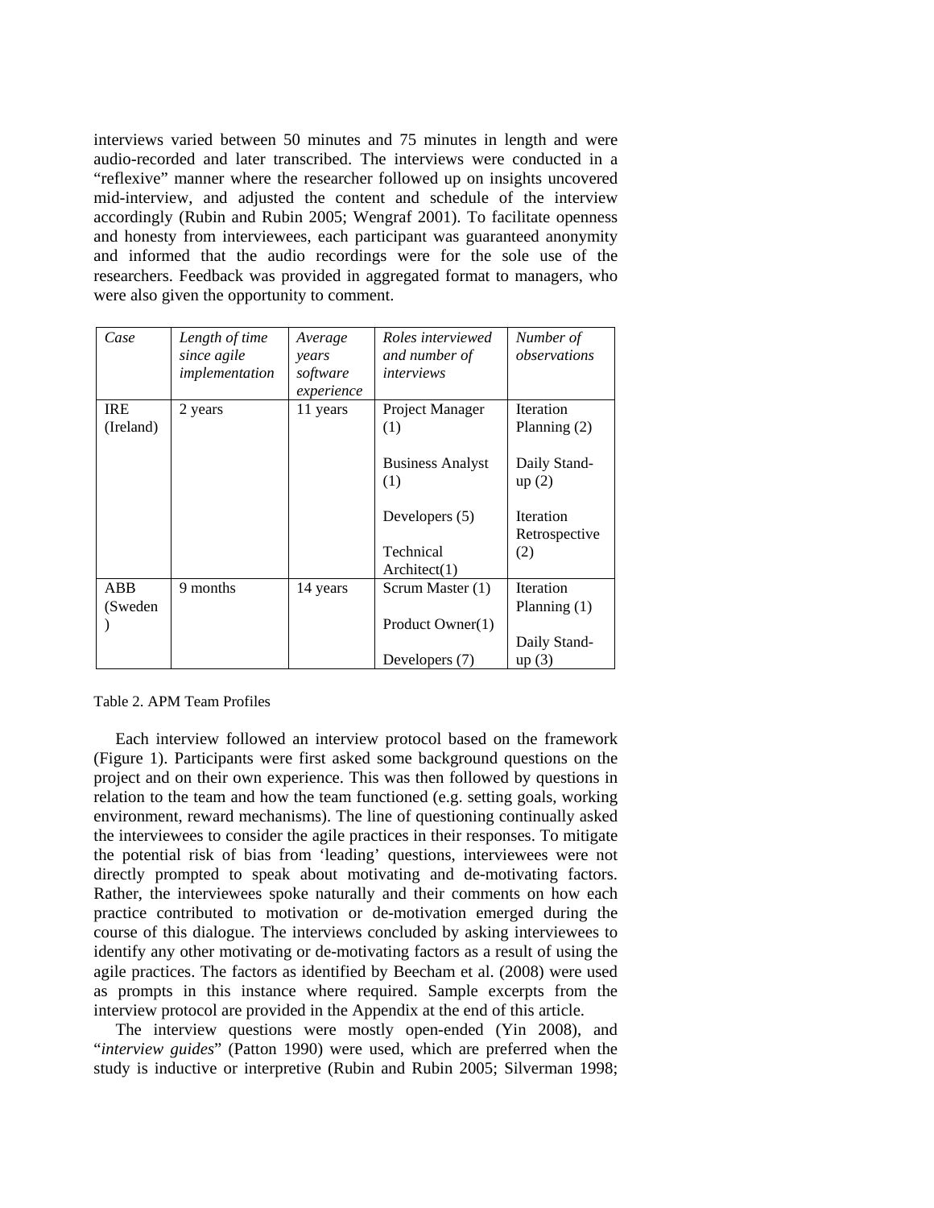interviews varied between 50 minutes and 75 minutes in length and were audio-recorded and later transcribed. The interviews were conducted in a "reflexive" manner where the researcher followed up on insights uncovered mid-interview, and adjusted the content and schedule of the interview accordingly (Rubin and Rubin 2005; Wengraf 2001). To facilitate openness and honesty from interviewees, each participant was guaranteed anonymity and informed that the audio recordings were for the sole use of the researchers. Feedback was provided in aggregated format to managers, who were also given the opportunity to comment.

| *Case* | *Length of time since agile implementation* | *Average years software experience* | *Roles interviewed and number of interviews* | *Number of observations* |
|---|---|---|---|---|
| IRE (Ireland) | 2 years | 11 years | Project Manager (1)<br><br>Business Analyst (1)<br><br>Developers (5)<br><br>Technical Architect(1) | Iteration Planning (2)<br><br>Daily Stand-up (2)<br><br>Iteration Retrospective (2) |
| ABB (Sweden) | 9 months | 14 years | Scrum Master (1)<br><br>Product Owner(1)<br><br>Developers (7) | Iteration Planning (1)<br><br>Daily Stand-up (3) |

Table 2. APM Team Profiles

Each interview followed an interview protocol based on the framework (Figure 1). Participants were first asked some background questions on the project and on their own experience. This was then followed by questions in relation to the team and how the team functioned (e.g. setting goals, working environment, reward mechanisms). The line of questioning continually asked the interviewees to consider the agile practices in their responses. To mitigate the potential risk of bias from 'leading' questions, interviewees were not directly prompted to speak about motivating and de-motivating factors. Rather, the interviewees spoke naturally and their comments on how each practice contributed to motivation or de-motivation emerged during the course of this dialogue. The interviews concluded by asking interviewees to identify any other motivating or de-motivating factors as a result of using the agile practices. The factors as identified by Beecham et al. (2008) were used as prompts in this instance where required. Sample excerpts from the interview protocol are provided in the Appendix at the end of this article.

The interview questions were mostly open-ended (Yin 2008), and "*interview guides*" (Patton 1990) were used, which are preferred when the study is inductive or interpretive (Rubin and Rubin 2005; Silverman 1998;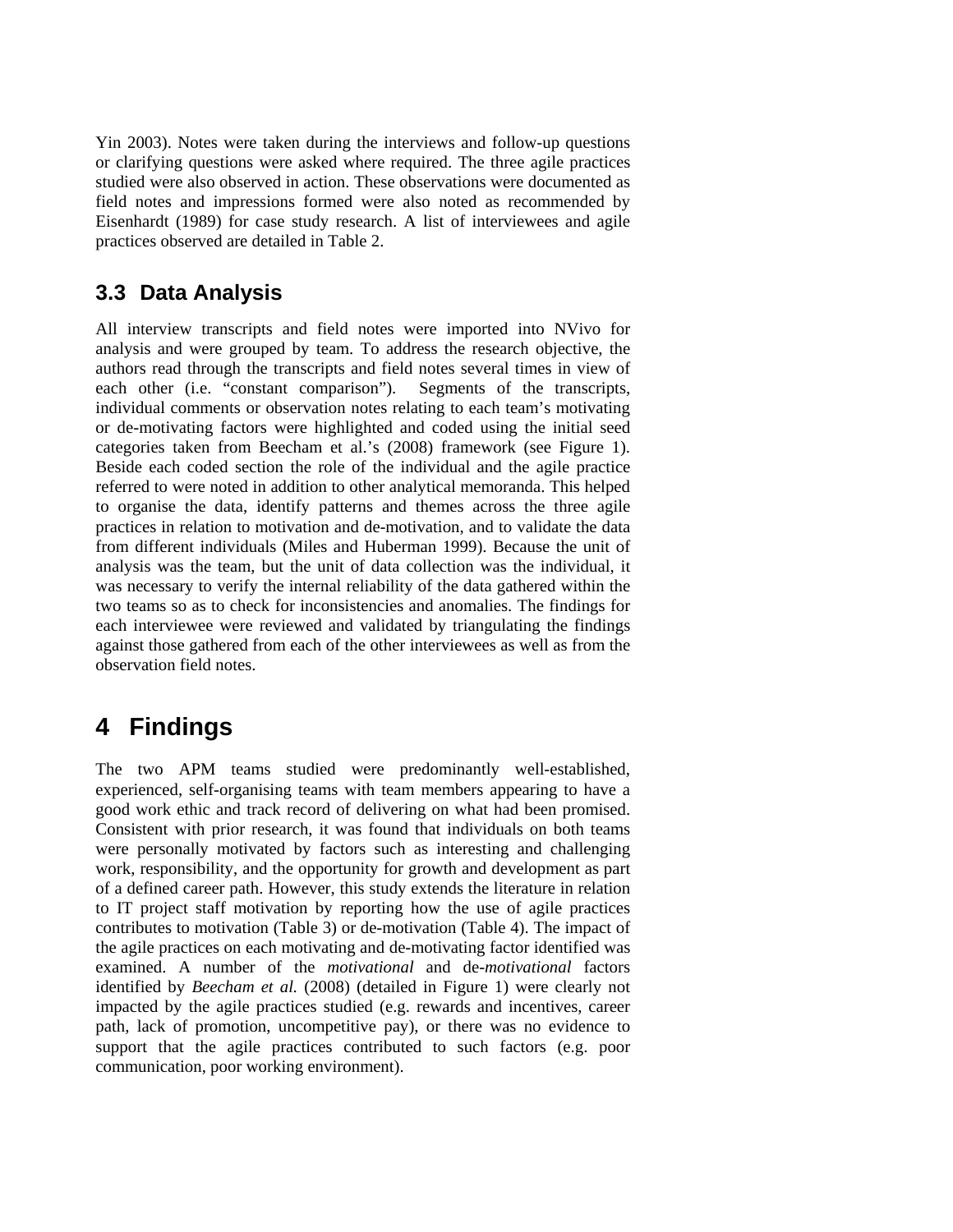Yin 2003). Notes were taken during the interviews and follow-up questions or clarifying questions were asked where required. The three agile practices studied were also observed in action. These observations were documented as field notes and impressions formed were also noted as recommended by Eisenhardt (1989) for case study research. A list of interviewees and agile practices observed are detailed in Table 2.

## 3.3 Data Analysis

All interview transcripts and field notes were imported into NVivo for analysis and were grouped by team. To address the research objective, the authors read through the transcripts and field notes several times in view of each other (i.e. "constant comparison"). Segments of the transcripts, individual comments or observation notes relating to each team's motivating or de-motivating factors were highlighted and coded using the initial seed categories taken from Beecham et al.'s (2008) framework (see Figure 1). Beside each coded section the role of the individual and the agile practice referred to were noted in addition to other analytical memoranda. This helped to organise the data, identify patterns and themes across the three agile practices in relation to motivation and de-motivation, and to validate the data from different individuals (Miles and Huberman 1999). Because the unit of analysis was the team, but the unit of data collection was the individual, it was necessary to verify the internal reliability of the data gathered within the two teams so as to check for inconsistencies and anomalies. The findings for each interviewee were reviewed and validated by triangulating the findings against those gathered from each of the other interviewees as well as from the observation field notes.

# 4 Findings

The two APM teams studied were predominantly well-established, experienced, self-organising teams with team members appearing to have a good work ethic and track record of delivering on what had been promised. Consistent with prior research, it was found that individuals on both teams were personally motivated by factors such as interesting and challenging work, responsibility, and the opportunity for growth and development as part of a defined career path. However, this study extends the literature in relation to IT project staff motivation by reporting how the use of agile practices contributes to motivation (Table 3) or de-motivation (Table 4). The impact of the agile practices on each motivating and de-motivating factor identified was examined. A number of the *motivational* and de-*motivational* factors identified by *Beecham et al.* (2008) (detailed in Figure 1) were clearly not impacted by the agile practices studied (e.g. rewards and incentives, career path, lack of promotion, uncompetitive pay), or there was no evidence to support that the agile practices contributed to such factors (e.g. poor communication, poor working environment).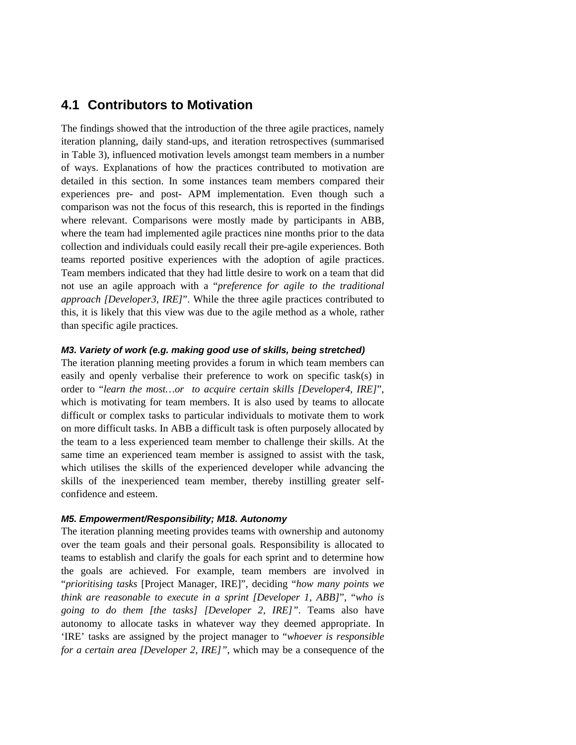## 4.1 Contributors to Motivation

The findings showed that the introduction of the three agile practices, namely iteration planning, daily stand-ups, and iteration retrospectives (summarised in Table 3), influenced motivation levels amongst team members in a number of ways. Explanations of how the practices contributed to motivation are detailed in this section. In some instances team members compared their experiences pre- and post- APM implementation. Even though such a comparison was not the focus of this research, this is reported in the findings where relevant. Comparisons were mostly made by participants in ABB, where the team had implemented agile practices nine months prior to the data collection and individuals could easily recall their pre-agile experiences. Both teams reported positive experiences with the adoption of agile practices. Team members indicated that they had little desire to work on a team that did not use an agile approach with a "*preference for agile to the traditional approach [Developer3, IRE]*". While the three agile practices contributed to this, it is likely that this view was due to the agile method as a whole, rather than specific agile practices.

#### *M3. Variety of work (e.g. making good use of skills, being stretched)*

The iteration planning meeting provides a forum in which team members can easily and openly verbalise their preference to work on specific task(s) in order to "*learn the most…or to acquire certain skills [Developer4, IRE]*", which is motivating for team members. It is also used by teams to allocate difficult or complex tasks to particular individuals to motivate them to work on more difficult tasks. In ABB a difficult task is often purposely allocated by the team to a less experienced team member to challenge their skills. At the same time an experienced team member is assigned to assist with the task, which utilises the skills of the experienced developer while advancing the skills of the inexperienced team member, thereby instilling greater self-confidence and esteem.

#### *M5. Empowerment/Responsibility; M18. Autonomy*

The iteration planning meeting provides teams with ownership and autonomy over the team goals and their personal goals. Responsibility is allocated to teams to establish and clarify the goals for each sprint and to determine how the goals are achieved. For example, team members are involved in "*prioritising tasks* [Project Manager, IRE]", deciding "*how many points we think are reasonable to execute in a sprint [Developer 1, ABB]*", "*who is going to do them [the tasks] [Developer 2, IRE]*". Teams also have autonomy to allocate tasks in whatever way they deemed appropriate. In 'IRE' tasks are assigned by the project manager to "*whoever is responsible for a certain area [Developer 2, IRE]*", which may be a consequence of the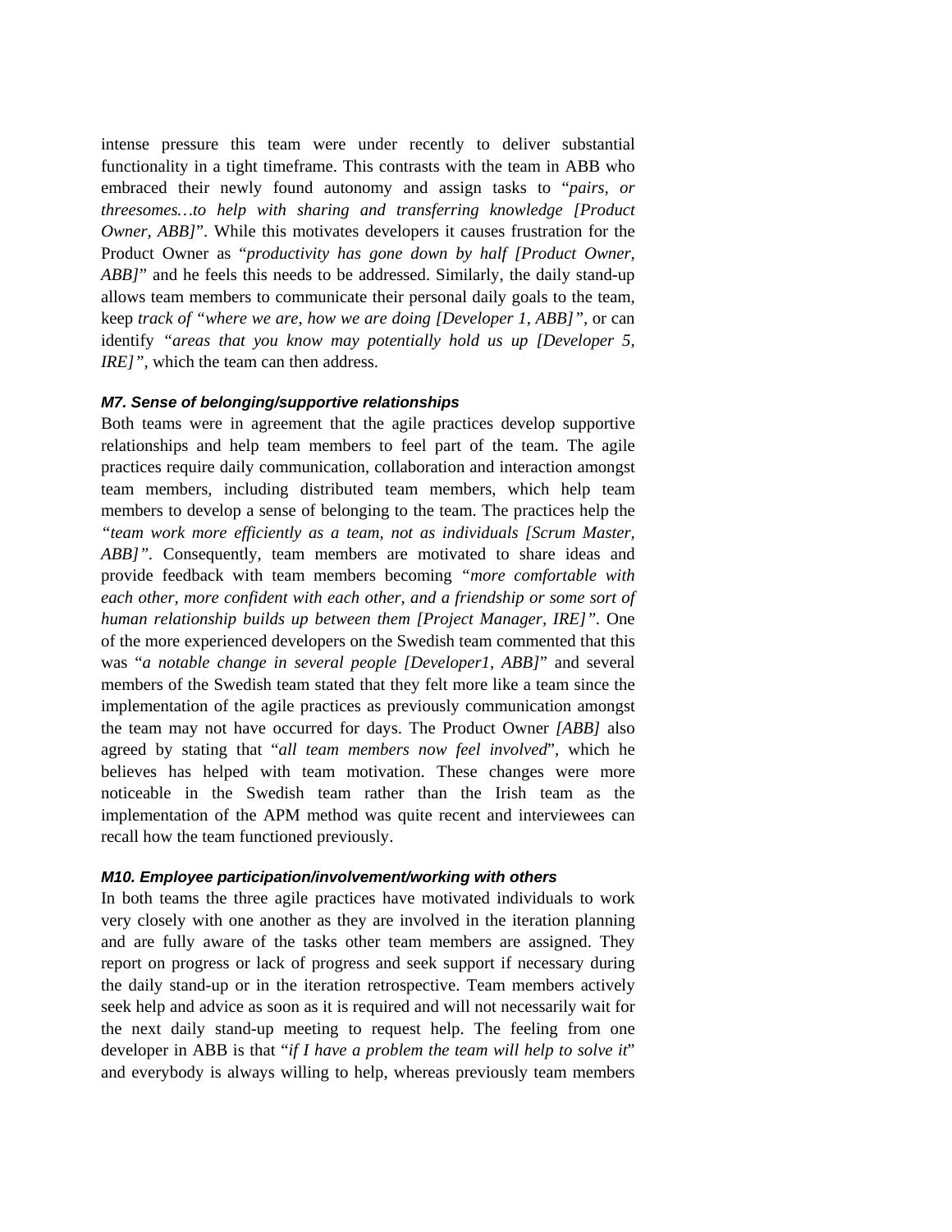intense pressure this team were under recently to deliver substantial functionality in a tight timeframe. This contrasts with the team in ABB who embraced their newly found autonomy and assign tasks to "*pairs, or threesomes…to help with sharing and transferring knowledge [Product Owner, ABB]*". While this motivates developers it causes frustration for the Product Owner as "*productivity has gone down by half [Product Owner, ABB]*" and he feels this needs to be addressed. Similarly, the daily stand-up allows team members to communicate their personal daily goals to the team, keep *track of "where we are, how we are doing [Developer 1, ABB]"*, or can identify *"areas that you know may potentially hold us up [Developer 5, IRE]"*, which the team can then address.

#### *M7. Sense of belonging/supportive relationships*

Both teams were in agreement that the agile practices develop supportive relationships and help team members to feel part of the team. The agile practices require daily communication, collaboration and interaction amongst team members, including distributed team members, which help team members to develop a sense of belonging to the team. The practices help the *"team work more efficiently as a team, not as individuals [Scrum Master, ABB]"*. Consequently, team members are motivated to share ideas and provide feedback with team members becoming *"more comfortable with each other, more confident with each other, and a friendship or some sort of human relationship builds up between them [Project Manager, IRE]"*. One of the more experienced developers on the Swedish team commented that this was "*a notable change in several people [Developer1, ABB]*" and several members of the Swedish team stated that they felt more like a team since the implementation of the agile practices as previously communication amongst the team may not have occurred for days. The Product Owner *[ABB]* also agreed by stating that "*all team members now feel involved*", which he believes has helped with team motivation. These changes were more noticeable in the Swedish team rather than the Irish team as the implementation of the APM method was quite recent and interviewees can recall how the team functioned previously.

#### *M10. Employee participation/involvement/working with others*

In both teams the three agile practices have motivated individuals to work very closely with one another as they are involved in the iteration planning and are fully aware of the tasks other team members are assigned. They report on progress or lack of progress and seek support if necessary during the daily stand-up or in the iteration retrospective. Team members actively seek help and advice as soon as it is required and will not necessarily wait for the next daily stand-up meeting to request help. The feeling from one developer in ABB is that "*if I have a problem the team will help to solve it*" and everybody is always willing to help, whereas previously team members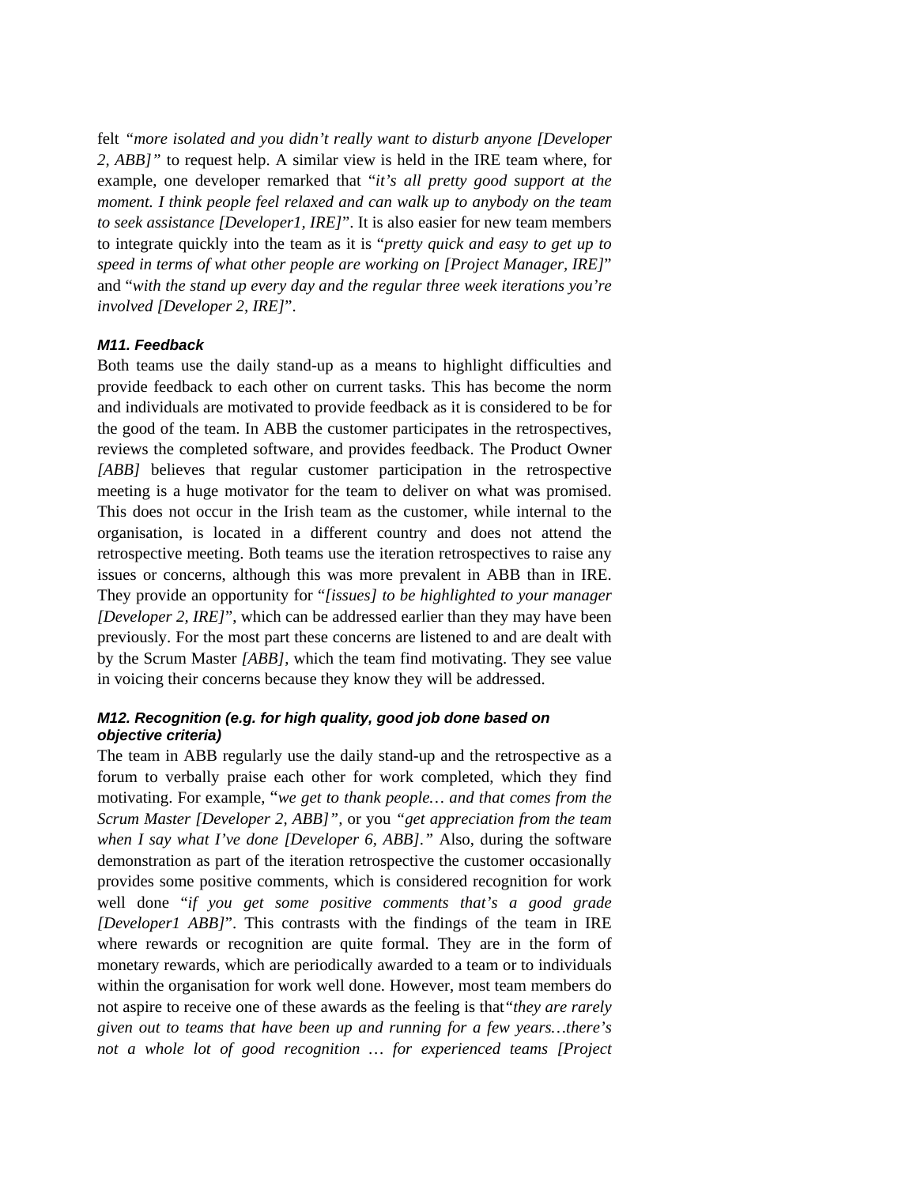felt *"more isolated and you didn't really want to disturb anyone [Developer 2, ABB]"* to request help. A similar view is held in the IRE team where, for example, one developer remarked that "*it's all pretty good support at the moment. I think people feel relaxed and can walk up to anybody on the team to seek assistance [Developer1, IRE]*". It is also easier for new team members to integrate quickly into the team as it is "*pretty quick and easy to get up to speed in terms of what other people are working on [Project Manager, IRE]*" and "*with the stand up every day and the regular three week iterations you're involved [Developer 2, IRE]*".

#### *M11. Feedback*

Both teams use the daily stand-up as a means to highlight difficulties and provide feedback to each other on current tasks. This has become the norm and individuals are motivated to provide feedback as it is considered to be for the good of the team. In ABB the customer participates in the retrospectives, reviews the completed software, and provides feedback. The Product Owner *[ABB]* believes that regular customer participation in the retrospective meeting is a huge motivator for the team to deliver on what was promised. This does not occur in the Irish team as the customer, while internal to the organisation, is located in a different country and does not attend the retrospective meeting. Both teams use the iteration retrospectives to raise any issues or concerns, although this was more prevalent in ABB than in IRE. They provide an opportunity for "*[issues] to be highlighted to your manager [Developer 2, IRE]*", which can be addressed earlier than they may have been previously. For the most part these concerns are listened to and are dealt with by the Scrum Master *[ABB]*, which the team find motivating. They see value in voicing their concerns because they know they will be addressed.

#### *M12. Recognition (e.g. for high quality, good job done based on objective criteria)*

The team in ABB regularly use the daily stand-up and the retrospective as a forum to verbally praise each other for work completed, which they find motivating. For example, "*we get to thank people… and that comes from the Scrum Master [Developer 2, ABB]"*, or you *"get appreciation from the team when I say what I've done [Developer 6, ABB]."* Also, during the software demonstration as part of the iteration retrospective the customer occasionally provides some positive comments, which is considered recognition for work well done "*if you get some positive comments that's a good grade [Developer1 ABB]*". This contrasts with the findings of the team in IRE where rewards or recognition are quite formal. They are in the form of monetary rewards, which are periodically awarded to a team or to individuals within the organisation for work well done. However, most team members do not aspire to receive one of these awards as the feeling is that*"they are rarely given out to teams that have been up and running for a few years…there's not a whole lot of good recognition … for experienced teams [Project*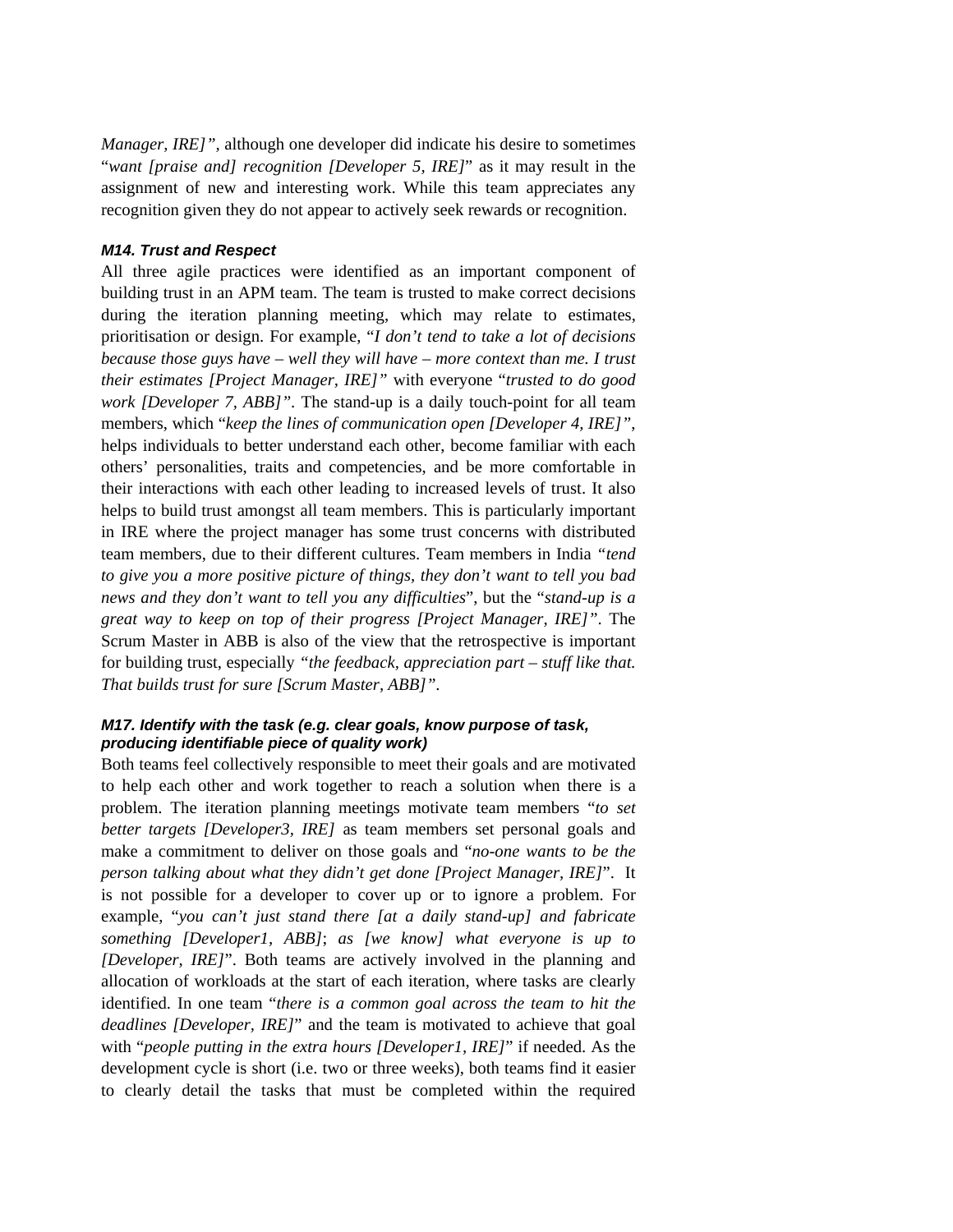*Manager, IRE]"*, although one developer did indicate his desire to sometimes "*want [praise and] recognition [Developer 5, IRE]*" as it may result in the assignment of new and interesting work. While this team appreciates any recognition given they do not appear to actively seek rewards or recognition.

### *M14. Trust and Respect*

All three agile practices were identified as an important component of building trust in an APM team. The team is trusted to make correct decisions during the iteration planning meeting, which may relate to estimates, prioritisation or design. For example, "*I don't tend to take a lot of decisions because those guys have – well they will have – more context than me. I trust their estimates [Project Manager, IRE]"* with everyone "*trusted to do good work [Developer 7, ABB]"*. The stand-up is a daily touch-point for all team members, which "*keep the lines of communication open [Developer 4, IRE]"*, helps individuals to better understand each other, become familiar with each others' personalities, traits and competencies, and be more comfortable in their interactions with each other leading to increased levels of trust. It also helps to build trust amongst all team members. This is particularly important in IRE where the project manager has some trust concerns with distributed team members, due to their different cultures. Team members in India *"tend to give you a more positive picture of things, they don't want to tell you bad news and they don't want to tell you any difficulties*", but the "*stand-up is a great way to keep on top of their progress [Project Manager, IRE]"*. The Scrum Master in ABB is also of the view that the retrospective is important for building trust, especially *"the feedback, appreciation part – stuff like that. That builds trust for sure [Scrum Master, ABB]"*.

### *M17. Identify with the task (e.g. clear goals, know purpose of task, producing identifiable piece of quality work)*

Both teams feel collectively responsible to meet their goals and are motivated to help each other and work together to reach a solution when there is a problem. The iteration planning meetings motivate team members "*to set better targets [Developer3, IRE]* as team members set personal goals and make a commitment to deliver on those goals and "*no-one wants to be the person talking about what they didn't get done [Project Manager, IRE]*". It is not possible for a developer to cover up or to ignore a problem. For example, "*you can't just stand there [at a daily stand-up] and fabricate something [Developer1, ABB]*; *as [we know] what everyone is up to [Developer, IRE]*". Both teams are actively involved in the planning and allocation of workloads at the start of each iteration, where tasks are clearly identified. In one team "*there is a common goal across the team to hit the deadlines [Developer, IRE]*" and the team is motivated to achieve that goal with "*people putting in the extra hours [Developer1, IRE]*" if needed. As the development cycle is short (i.e. two or three weeks), both teams find it easier to clearly detail the tasks that must be completed within the required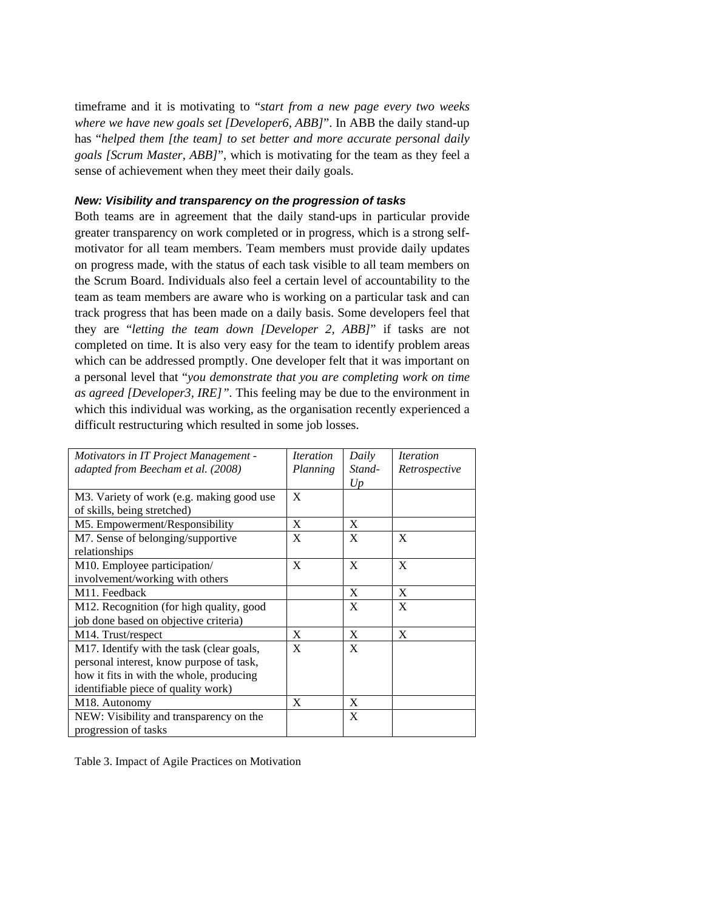timeframe and it is motivating to "*start from a new page every two weeks where we have new goals set [Developer6, ABB]*". In ABB the daily stand-up has "*helped them [the team] to set better and more accurate personal daily goals [Scrum Master, ABB]*", which is motivating for the team as they feel a sense of achievement when they meet their daily goals.

### *New: Visibility and transparency on the progression of tasks*

Both teams are in agreement that the daily stand-ups in particular provide greater transparency on work completed or in progress, which is a strong self-motivator for all team members. Team members must provide daily updates on progress made, with the status of each task visible to all team members on the Scrum Board. Individuals also feel a certain level of accountability to the team as team members are aware who is working on a particular task and can track progress that has been made on a daily basis. Some developers feel that they are "*letting the team down [Developer 2, ABB]*" if tasks are not completed on time. It is also very easy for the team to identify problem areas which can be addressed promptly. One developer felt that it was important on a personal level that "*you demonstrate that you are completing work on time as agreed [Developer3, IRE]*". This feeling may be due to the environment in which this individual was working, as the organisation recently experienced a difficult restructuring which resulted in some job losses.

| *Motivators in IT Project Management - adapted from Beecham et al. (2008)* | *Iteration Planning* | *Daily Stand-Up* | *Iteration Retrospective* |
|---|---|---|---|
| M3. Variety of work (e.g. making good use of skills, being stretched) | X | | |
| M5. Empowerment/Responsibility | X | X | |
| M7. Sense of belonging/supportive relationships | X | X | X |
| M10. Employee participation/ involvement/working with others | X | X | X |
| M11. Feedback | | X | X |
| M12. Recognition (for high quality, good job done based on objective criteria) | | X | X |
| M14. Trust/respect | X | X | X |
| M17. Identify with the task (clear goals, personal interest, know purpose of task, how it fits in with the whole, producing identifiable piece of quality work) | X | X | |
| M18. Autonomy | X | X | |
| NEW: Visibility and transparency on the progression of tasks | | X | |

Table 3. Impact of Agile Practices on Motivation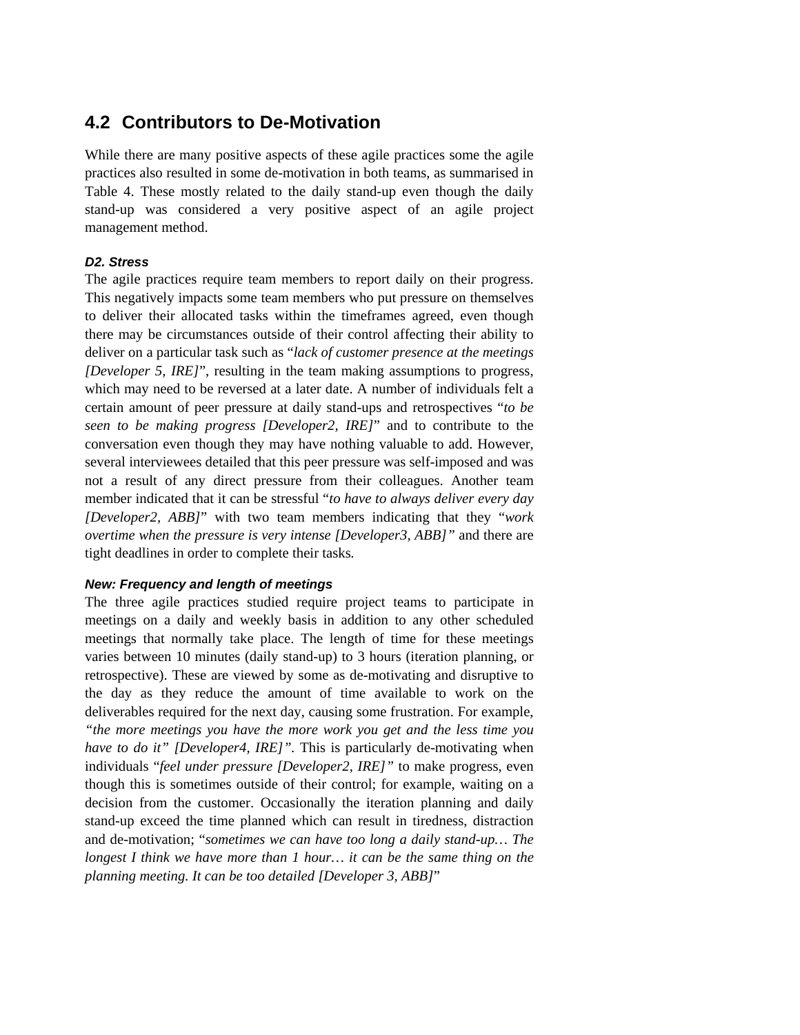## 4.2 Contributors to De-Motivation

While there are many positive aspects of these agile practices some the agile practices also resulted in some de-motivation in both teams, as summarised in Table 4. These mostly related to the daily stand-up even though the daily stand-up was considered a very positive aspect of an agile project management method.

***D2. Stress***

The agile practices require team members to report daily on their progress. This negatively impacts some team members who put pressure on themselves to deliver their allocated tasks within the timeframes agreed, even though there may be circumstances outside of their control affecting their ability to deliver on a particular task such as "*lack of customer presence at the meetings [Developer 5, IRE]*", resulting in the team making assumptions to progress, which may need to be reversed at a later date. A number of individuals felt a certain amount of peer pressure at daily stand-ups and retrospectives "*to be seen to be making progress [Developer2, IRE]*" and to contribute to the conversation even though they may have nothing valuable to add. However, several interviewees detailed that this peer pressure was self-imposed and was not a result of any direct pressure from their colleagues. Another team member indicated that it can be stressful "*to have to always deliver every day [Developer2, ABB]*" with two team members indicating that they "*work overtime when the pressure is very intense [Developer3, ABB]*" and there are tight deadlines in order to complete their tasks.

***New: Frequency and length of meetings***

The three agile practices studied require project teams to participate in meetings on a daily and weekly basis in addition to any other scheduled meetings that normally take place. The length of time for these meetings varies between 10 minutes (daily stand-up) to 3 hours (iteration planning, or retrospective). These are viewed by some as de-motivating and disruptive to the day as they reduce the amount of time available to work on the deliverables required for the next day, causing some frustration. For example, *"the more meetings you have the more work you get and the less time you have to do it" [Developer4, IRE]"*. This is particularly de-motivating when individuals "*feel under pressure [Developer2, IRE]"* to make progress, even though this is sometimes outside of their control; for example, waiting on a decision from the customer. Occasionally the iteration planning and daily stand-up exceed the time planned which can result in tiredness, distraction and de-motivation; "*sometimes we can have too long a daily stand-up… The longest I think we have more than 1 hour… it can be the same thing on the planning meeting. It can be too detailed [Developer 3, ABB]*"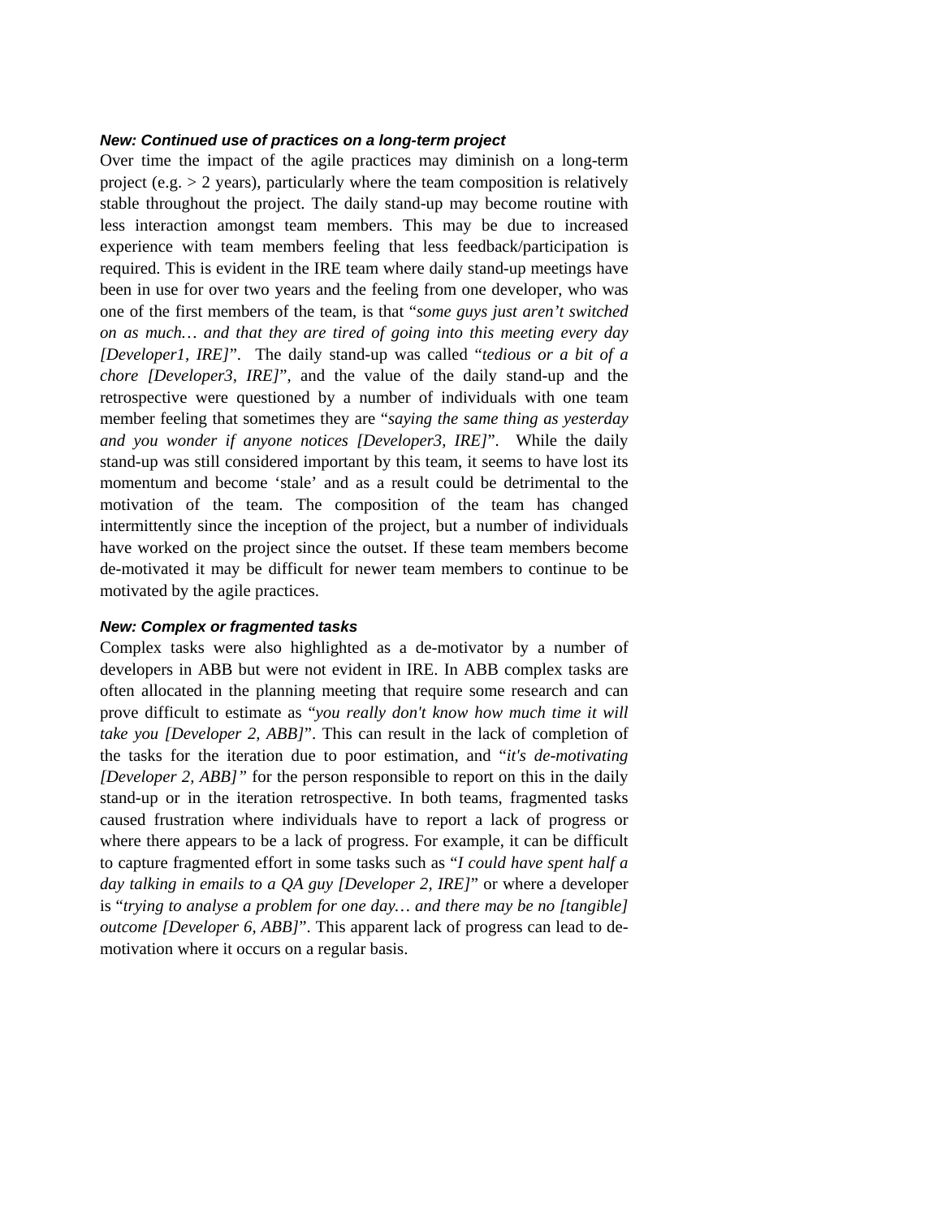### *New: Continued use of practices on a long-term project*

Over time the impact of the agile practices may diminish on a long-term project (e.g. > 2 years), particularly where the team composition is relatively stable throughout the project. The daily stand-up may become routine with less interaction amongst team members. This may be due to increased experience with team members feeling that less feedback/participation is required. This is evident in the IRE team where daily stand-up meetings have been in use for over two years and the feeling from one developer, who was one of the first members of the team, is that "*some guys just aren't switched on as much… and that they are tired of going into this meeting every day [Developer1, IRE]*". The daily stand-up was called "*tedious or a bit of a chore [Developer3, IRE]*", and the value of the daily stand-up and the retrospective were questioned by a number of individuals with one team member feeling that sometimes they are "*saying the same thing as yesterday and you wonder if anyone notices [Developer3, IRE]*". While the daily stand-up was still considered important by this team, it seems to have lost its momentum and become 'stale' and as a result could be detrimental to the motivation of the team. The composition of the team has changed intermittently since the inception of the project, but a number of individuals have worked on the project since the outset. If these team members become de-motivated it may be difficult for newer team members to continue to be motivated by the agile practices.

### *New: Complex or fragmented tasks*

Complex tasks were also highlighted as a de-motivator by a number of developers in ABB but were not evident in IRE. In ABB complex tasks are often allocated in the planning meeting that require some research and can prove difficult to estimate as "*you really don't know how much time it will take you [Developer 2, ABB]*". This can result in the lack of completion of the tasks for the iteration due to poor estimation, and "*it's de-motivating [Developer 2, ABB]*" for the person responsible to report on this in the daily stand-up or in the iteration retrospective. In both teams, fragmented tasks caused frustration where individuals have to report a lack of progress or where there appears to be a lack of progress. For example, it can be difficult to capture fragmented effort in some tasks such as "*I could have spent half a day talking in emails to a QA guy [Developer 2, IRE]*" or where a developer is "*trying to analyse a problem for one day… and there may be no [tangible] outcome [Developer 6, ABB]*". This apparent lack of progress can lead to de-motivation where it occurs on a regular basis.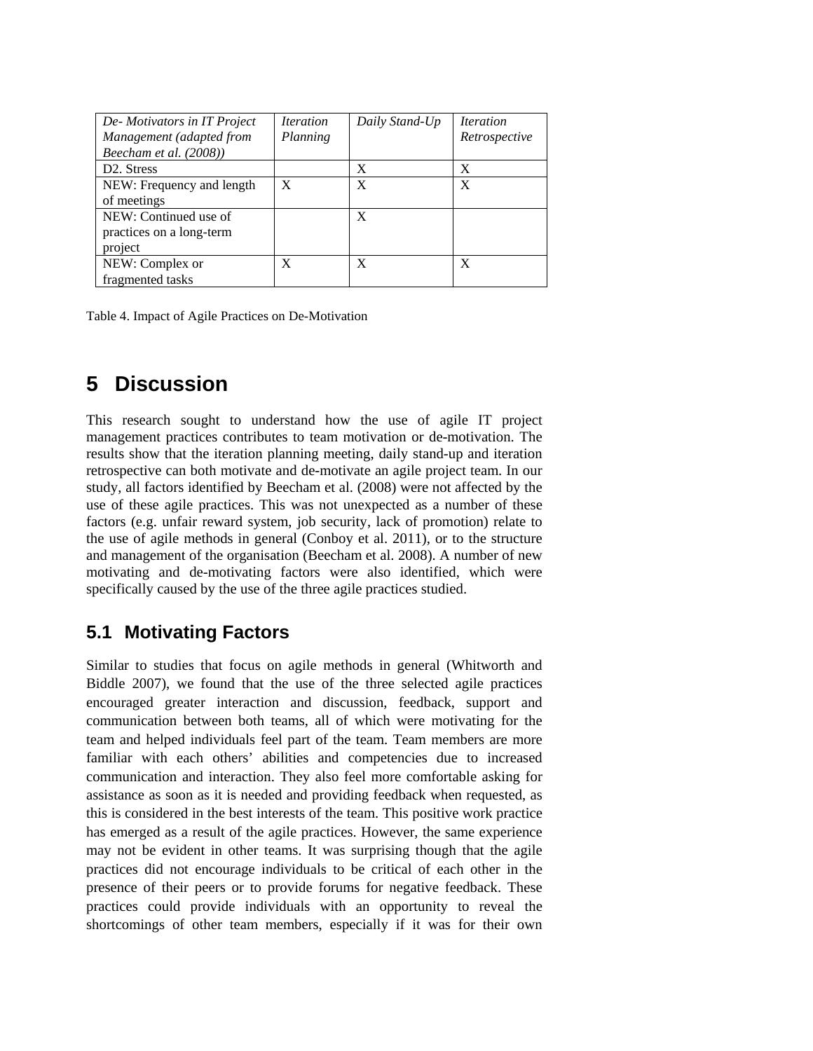| *De- Motivators in IT Project Management (adapted from Beecham et al. (2008))* | *Iteration Planning* | *Daily Stand-Up* | *Iteration Retrospective* |
|---|---|---|---|
| D2. Stress | | X | X |
| NEW: Frequency and length of meetings | X | X | X |
| NEW: Continued use of practices on a long-term project | | X | |
| NEW: Complex or fragmented tasks | X | X | X |

Table 4. Impact of Agile Practices on De-Motivation

# 5 Discussion

This research sought to understand how the use of agile IT project management practices contributes to team motivation or de-motivation. The results show that the iteration planning meeting, daily stand-up and iteration retrospective can both motivate and de-motivate an agile project team. In our study, all factors identified by Beecham et al. (2008) were not affected by the use of these agile practices. This was not unexpected as a number of these factors (e.g. unfair reward system, job security, lack of promotion) relate to the use of agile methods in general (Conboy et al. 2011), or to the structure and management of the organisation (Beecham et al. 2008). A number of new motivating and de-motivating factors were also identified, which were specifically caused by the use of the three agile practices studied.

## 5.1 Motivating Factors

Similar to studies that focus on agile methods in general (Whitworth and Biddle 2007), we found that the use of the three selected agile practices encouraged greater interaction and discussion, feedback, support and communication between both teams, all of which were motivating for the team and helped individuals feel part of the team. Team members are more familiar with each others' abilities and competencies due to increased communication and interaction. They also feel more comfortable asking for assistance as soon as it is needed and providing feedback when requested, as this is considered in the best interests of the team. This positive work practice has emerged as a result of the agile practices. However, the same experience may not be evident in other teams. It was surprising though that the agile practices did not encourage individuals to be critical of each other in the presence of their peers or to provide forums for negative feedback. These practices could provide individuals with an opportunity to reveal the shortcomings of other team members, especially if it was for their own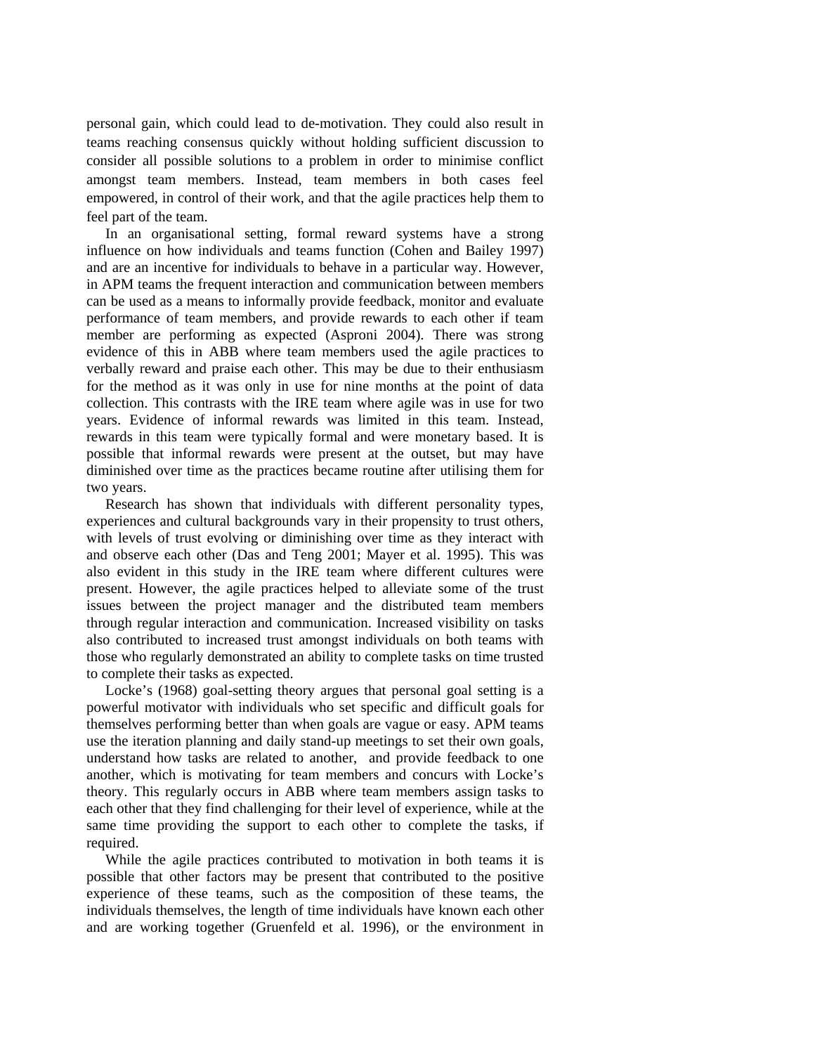personal gain, which could lead to de-motivation. They could also result in teams reaching consensus quickly without holding sufficient discussion to consider all possible solutions to a problem in order to minimise conflict amongst team members. Instead, team members in both cases feel empowered, in control of their work, and that the agile practices help them to feel part of the team.

In an organisational setting, formal reward systems have a strong influence on how individuals and teams function (Cohen and Bailey 1997) and are an incentive for individuals to behave in a particular way. However, in APM teams the frequent interaction and communication between members can be used as a means to informally provide feedback, monitor and evaluate performance of team members, and provide rewards to each other if team member are performing as expected (Asproni 2004). There was strong evidence of this in ABB where team members used the agile practices to verbally reward and praise each other. This may be due to their enthusiasm for the method as it was only in use for nine months at the point of data collection. This contrasts with the IRE team where agile was in use for two years. Evidence of informal rewards was limited in this team. Instead, rewards in this team were typically formal and were monetary based. It is possible that informal rewards were present at the outset, but may have diminished over time as the practices became routine after utilising them for two years.

Research has shown that individuals with different personality types, experiences and cultural backgrounds vary in their propensity to trust others, with levels of trust evolving or diminishing over time as they interact with and observe each other (Das and Teng 2001; Mayer et al. 1995). This was also evident in this study in the IRE team where different cultures were present. However, the agile practices helped to alleviate some of the trust issues between the project manager and the distributed team members through regular interaction and communication. Increased visibility on tasks also contributed to increased trust amongst individuals on both teams with those who regularly demonstrated an ability to complete tasks on time trusted to complete their tasks as expected.

Locke's (1968) goal-setting theory argues that personal goal setting is a powerful motivator with individuals who set specific and difficult goals for themselves performing better than when goals are vague or easy. APM teams use the iteration planning and daily stand-up meetings to set their own goals, understand how tasks are related to another, and provide feedback to one another, which is motivating for team members and concurs with Locke's theory. This regularly occurs in ABB where team members assign tasks to each other that they find challenging for their level of experience, while at the same time providing the support to each other to complete the tasks, if required.

While the agile practices contributed to motivation in both teams it is possible that other factors may be present that contributed to the positive experience of these teams, such as the composition of these teams, the individuals themselves, the length of time individuals have known each other and are working together (Gruenfeld et al. 1996), or the environment in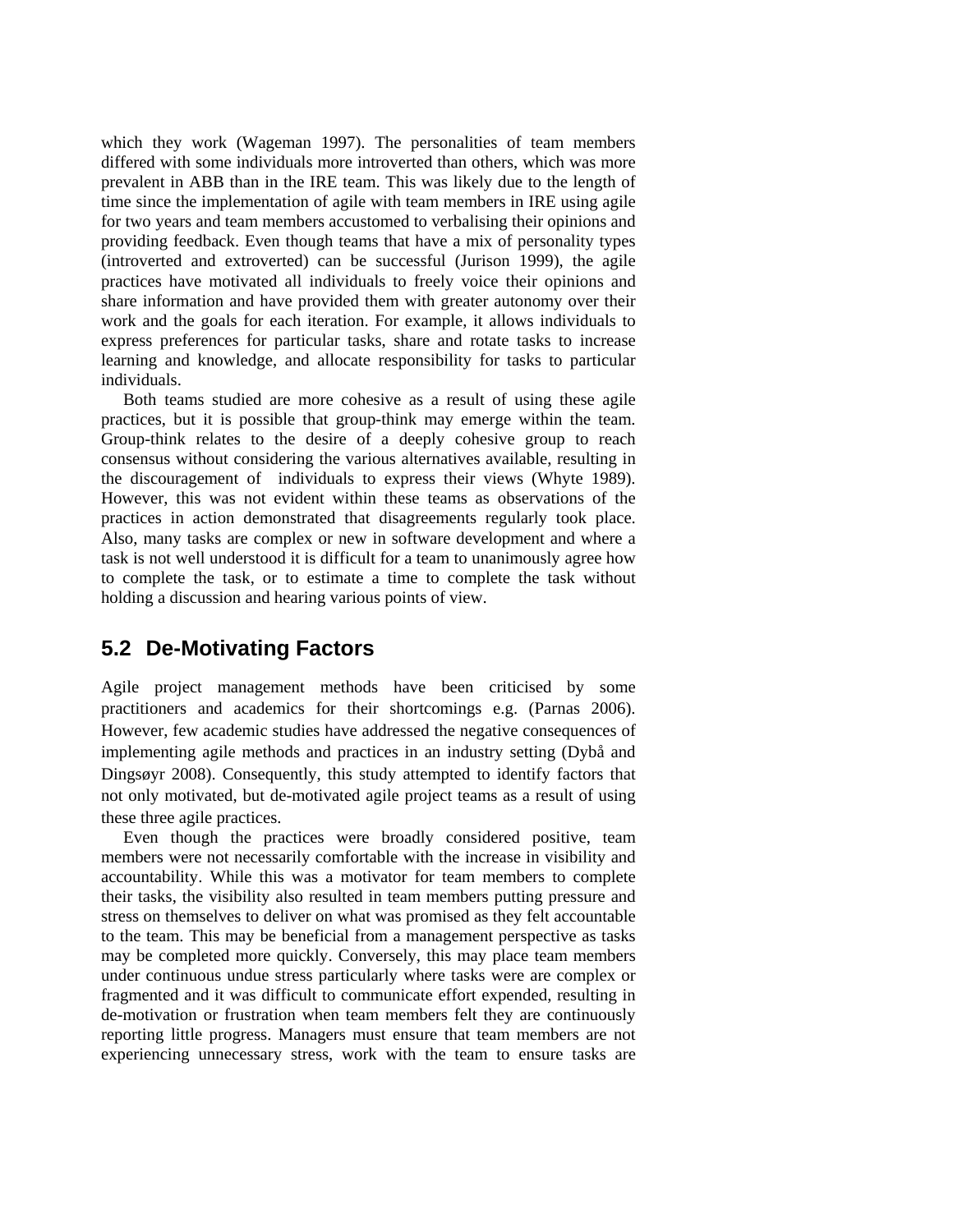which they work (Wageman 1997). The personalities of team members differed with some individuals more introverted than others, which was more prevalent in ABB than in the IRE team. This was likely due to the length of time since the implementation of agile with team members in IRE using agile for two years and team members accustomed to verbalising their opinions and providing feedback. Even though teams that have a mix of personality types (introverted and extroverted) can be successful (Jurison 1999), the agile practices have motivated all individuals to freely voice their opinions and share information and have provided them with greater autonomy over their work and the goals for each iteration. For example, it allows individuals to express preferences for particular tasks, share and rotate tasks to increase learning and knowledge, and allocate responsibility for tasks to particular individuals.

Both teams studied are more cohesive as a result of using these agile practices, but it is possible that group-think may emerge within the team. Group-think relates to the desire of a deeply cohesive group to reach consensus without considering the various alternatives available, resulting in the discouragement of individuals to express their views (Whyte 1989). However, this was not evident within these teams as observations of the practices in action demonstrated that disagreements regularly took place. Also, many tasks are complex or new in software development and where a task is not well understood it is difficult for a team to unanimously agree how to complete the task, or to estimate a time to complete the task without holding a discussion and hearing various points of view.

## 5.2 De-Motivating Factors

Agile project management methods have been criticised by some practitioners and academics for their shortcomings e.g. (Parnas 2006). However, few academic studies have addressed the negative consequences of implementing agile methods and practices in an industry setting (Dybå and Dingsøyr 2008). Consequently, this study attempted to identify factors that not only motivated, but de-motivated agile project teams as a result of using these three agile practices.

Even though the practices were broadly considered positive, team members were not necessarily comfortable with the increase in visibility and accountability. While this was a motivator for team members to complete their tasks, the visibility also resulted in team members putting pressure and stress on themselves to deliver on what was promised as they felt accountable to the team. This may be beneficial from a management perspective as tasks may be completed more quickly. Conversely, this may place team members under continuous undue stress particularly where tasks were are complex or fragmented and it was difficult to communicate effort expended, resulting in de-motivation or frustration when team members felt they are continuously reporting little progress. Managers must ensure that team members are not experiencing unnecessary stress, work with the team to ensure tasks are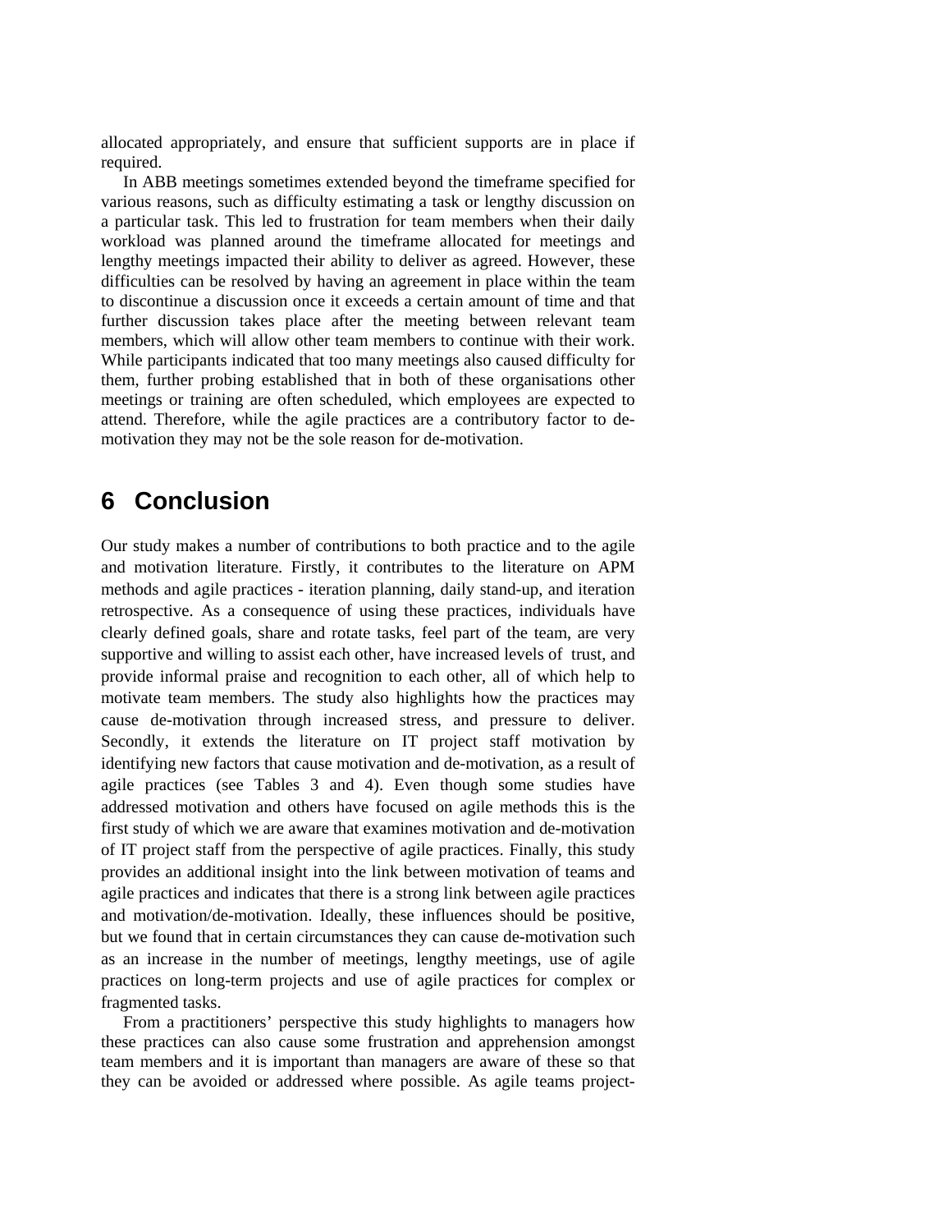allocated appropriately, and ensure that sufficient supports are in place if required.

In ABB meetings sometimes extended beyond the timeframe specified for various reasons, such as difficulty estimating a task or lengthy discussion on a particular task. This led to frustration for team members when their daily workload was planned around the timeframe allocated for meetings and lengthy meetings impacted their ability to deliver as agreed. However, these difficulties can be resolved by having an agreement in place within the team to discontinue a discussion once it exceeds a certain amount of time and that further discussion takes place after the meeting between relevant team members, which will allow other team members to continue with their work. While participants indicated that too many meetings also caused difficulty for them, further probing established that in both of these organisations other meetings or training are often scheduled, which employees are expected to attend. Therefore, while the agile practices are a contributory factor to de-motivation they may not be the sole reason for de-motivation.

# 6 Conclusion

Our study makes a number of contributions to both practice and to the agile and motivation literature. Firstly, it contributes to the literature on APM methods and agile practices - iteration planning, daily stand-up, and iteration retrospective. As a consequence of using these practices, individuals have clearly defined goals, share and rotate tasks, feel part of the team, are very supportive and willing to assist each other, have increased levels of trust, and provide informal praise and recognition to each other, all of which help to motivate team members. The study also highlights how the practices may cause de-motivation through increased stress, and pressure to deliver. Secondly, it extends the literature on IT project staff motivation by identifying new factors that cause motivation and de-motivation, as a result of agile practices (see Tables 3 and 4). Even though some studies have addressed motivation and others have focused on agile methods this is the first study of which we are aware that examines motivation and de-motivation of IT project staff from the perspective of agile practices. Finally, this study provides an additional insight into the link between motivation of teams and agile practices and indicates that there is a strong link between agile practices and motivation/de-motivation. Ideally, these influences should be positive, but we found that in certain circumstances they can cause de-motivation such as an increase in the number of meetings, lengthy meetings, use of agile practices on long-term projects and use of agile practices for complex or fragmented tasks.

From a practitioners' perspective this study highlights to managers how these practices can also cause some frustration and apprehension amongst team members and it is important than managers are aware of these so that they can be avoided or addressed where possible. As agile teams project-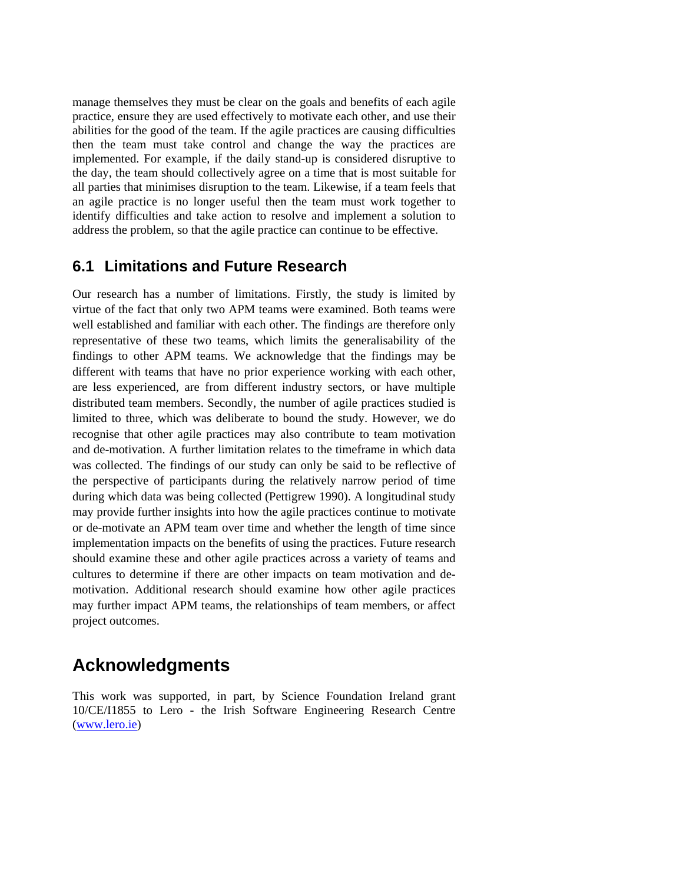manage themselves they must be clear on the goals and benefits of each agile practice, ensure they are used effectively to motivate each other, and use their abilities for the good of the team. If the agile practices are causing difficulties then the team must take control and change the way the practices are implemented. For example, if the daily stand-up is considered disruptive to the day, the team should collectively agree on a time that is most suitable for all parties that minimises disruption to the team. Likewise, if a team feels that an agile practice is no longer useful then the team must work together to identify difficulties and take action to resolve and implement a solution to address the problem, so that the agile practice can continue to be effective.

## 6.1 Limitations and Future Research

Our research has a number of limitations. Firstly, the study is limited by virtue of the fact that only two APM teams were examined. Both teams were well established and familiar with each other. The findings are therefore only representative of these two teams, which limits the generalisability of the findings to other APM teams. We acknowledge that the findings may be different with teams that have no prior experience working with each other, are less experienced, are from different industry sectors, or have multiple distributed team members. Secondly, the number of agile practices studied is limited to three, which was deliberate to bound the study. However, we do recognise that other agile practices may also contribute to team motivation and de-motivation. A further limitation relates to the timeframe in which data was collected. The findings of our study can only be said to be reflective of the perspective of participants during the relatively narrow period of time during which data was being collected (Pettigrew 1990). A longitudinal study may provide further insights into how the agile practices continue to motivate or de-motivate an APM team over time and whether the length of time since implementation impacts on the benefits of using the practices. Future research should examine these and other agile practices across a variety of teams and cultures to determine if there are other impacts on team motivation and de-motivation. Additional research should examine how other agile practices may further impact APM teams, the relationships of team members, or affect project outcomes.

# Acknowledgments

This work was supported, in part, by Science Foundation Ireland grant 10/CE/I1855 to Lero - the Irish Software Engineering Research Centre (www.lero.ie)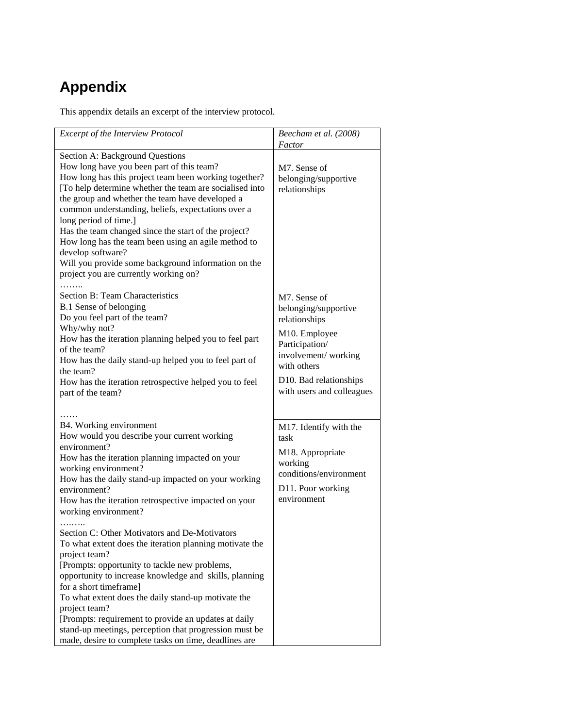# Appendix

This appendix details an excerpt of the interview protocol.

| *Excerpt of the Interview Protocol* | *Beecham et al. (2008) Factor* |
|---|---|
| Section A: Background Questions<br>How long have you been part of this team?<br>How long has this project team been working together? [To help determine whether the team are socialised into the group and whether the team have developed a common understanding, beliefs, expectations over a long period of time.]<br>Has the team changed since the start of the project?<br>How long has the team been using an agile method to develop software?<br>Will you provide some background information on the project you are currently working on?<br>…….. | M7. Sense of belonging/supportive relationships |
| Section B: Team Characteristics<br>B.1 Sense of belonging<br>Do you feel part of the team?<br>Why/why not?<br>How has the iteration planning helped you to feel part of the team?<br>How has the daily stand-up helped you to feel part of the team?<br>How has the iteration retrospective helped you to feel part of the team?<br>…… | M7. Sense of belonging/supportive relationships<br>M10. Employee Participation/ involvement/ working with others<br>D10. Bad relationships with users and colleagues |
| B4. Working environment<br>How would you describe your current working environment?<br>How has the iteration planning impacted on your working environment?<br>How has the daily stand-up impacted on your working environment?<br>How has the iteration retrospective impacted on your working environment?<br>……..<br>Section C: Other Motivators and De-Motivators<br>To what extent does the iteration planning motivate the project team?<br>[Prompts: opportunity to tackle new problems, opportunity to increase knowledge and skills, planning for a short timeframe]<br>To what extent does the daily stand-up motivate the project team?<br>[Prompts: requirement to provide an updates at daily stand-up meetings, perception that progression must be made, desire to complete tasks on time, deadlines are | M17. Identify with the task<br>M18. Appropriate working conditions/environment<br>D11. Poor working environment |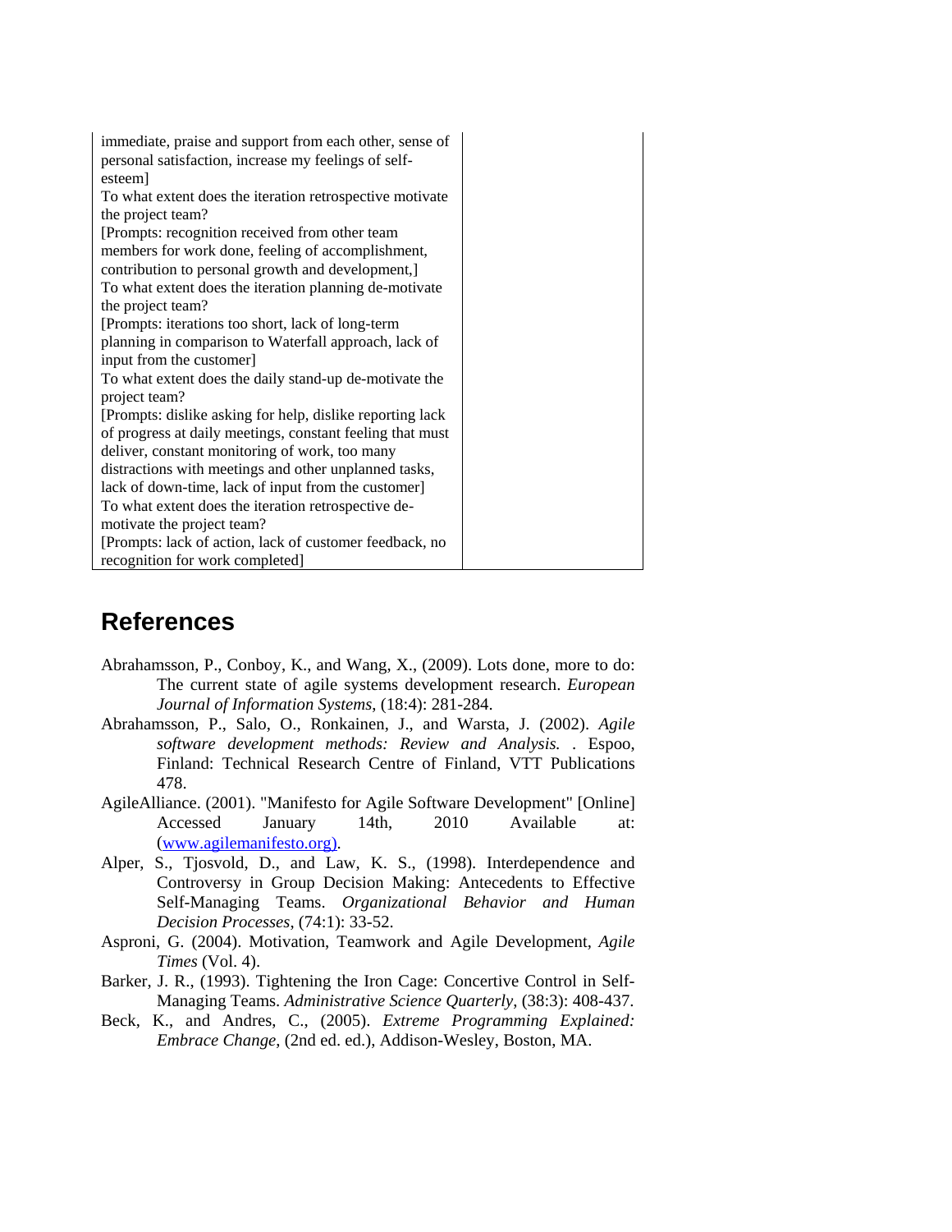| immediate, praise and support from each other, sense of personal satisfaction, increase my feelings of self-esteem]<br>To what extent does the iteration retrospective motivate the project team?<br>[Prompts: recognition received from other team members for work done, feeling of accomplishment, contribution to personal growth and development,]<br>To what extent does the iteration planning de-motivate the project team?<br>[Prompts: iterations too short, lack of long-term planning in comparison to Waterfall approach, lack of input from the customer]<br>To what extent does the daily stand-up de-motivate the project team?<br>[Prompts: dislike asking for help, dislike reporting lack of progress at daily meetings, constant feeling that must deliver, constant monitoring of work, too many distractions with meetings and other unplanned tasks, lack of down-time, lack of input from the customer]<br>To what extent does the iteration retrospective de-motivate the project team?<br>[Prompts: lack of action, lack of customer feedback, no recognition for work completed] | |
|---|---|

## References

Abrahamsson, P., Conboy, K., and Wang, X., (2009). Lots done, more to do: The current state of agile systems development research. *European Journal of Information Systems*, (18:4): 281-284.

Abrahamsson, P., Salo, O., Ronkainen, J., and Warsta, J. (2002). *Agile software development methods: Review and Analysis.* . Espoo, Finland: Technical Research Centre of Finland, VTT Publications 478.

AgileAlliance. (2001). "Manifesto for Agile Software Development" [Online] Accessed January 14th, 2010 Available at: (www.agilemanifesto.org).

Alper, S., Tjosvold, D., and Law, K. S., (1998). Interdependence and Controversy in Group Decision Making: Antecedents to Effective Self-Managing Teams. *Organizational Behavior and Human Decision Processes*, (74:1): 33-52.

Asproni, G. (2004). Motivation, Teamwork and Agile Development, *Agile Times* (Vol. 4).

Barker, J. R., (1993). Tightening the Iron Cage: Concertive Control in Self-Managing Teams. *Administrative Science Quarterly*, (38:3): 408-437.

Beck, K., and Andres, C., (2005). *Extreme Programming Explained: Embrace Change*, (2nd ed. ed.), Addison-Wesley, Boston, MA.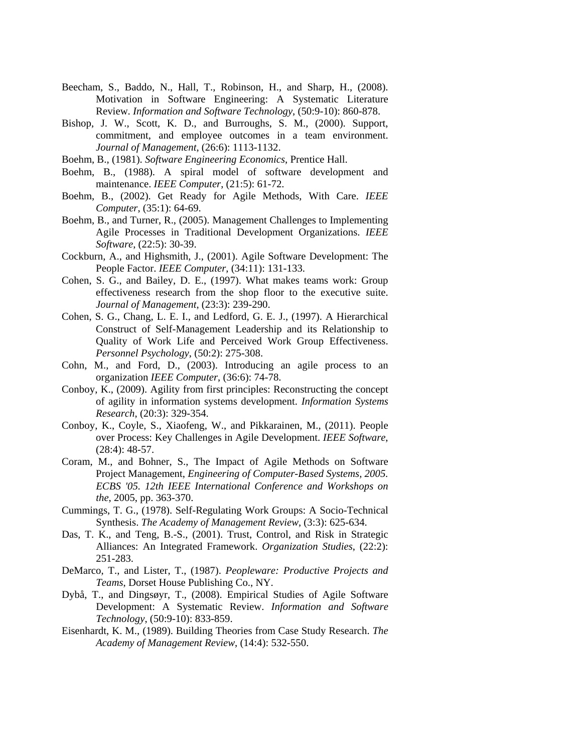Beecham, S., Baddo, N., Hall, T., Robinson, H., and Sharp, H., (2008). Motivation in Software Engineering: A Systematic Literature Review. *Information and Software Technology*, (50:9-10): 860-878.

Bishop, J. W., Scott, K. D., and Burroughs, S. M., (2000). Support, commitment, and employee outcomes in a team environment. *Journal of Management*, (26:6): 1113-1132.

Boehm, B., (1981). *Software Engineering Economics*, Prentice Hall.

Boehm, B., (1988). A spiral model of software development and maintenance. *IEEE Computer*, (21:5): 61-72.

Boehm, B., (2002). Get Ready for Agile Methods, With Care. *IEEE Computer*, (35:1): 64-69.

Boehm, B., and Turner, R., (2005). Management Challenges to Implementing Agile Processes in Traditional Development Organizations. *IEEE Software*, (22:5): 30-39.

Cockburn, A., and Highsmith, J., (2001). Agile Software Development: The People Factor. *IEEE Computer*, (34:11): 131-133.

Cohen, S. G., and Bailey, D. E., (1997). What makes teams work: Group effectiveness research from the shop floor to the executive suite. *Journal of Management*, (23:3): 239-290.

Cohen, S. G., Chang, L. E. I., and Ledford, G. E. J., (1997). A Hierarchical Construct of Self-Management Leadership and its Relationship to Quality of Work Life and Perceived Work Group Effectiveness. *Personnel Psychology*, (50:2): 275-308.

Cohn, M., and Ford, D., (2003). Introducing an agile process to an organization *IEEE Computer*, (36:6): 74-78.

Conboy, K., (2009). Agility from first principles: Reconstructing the concept of agility in information systems development. *Information Systems Research*, (20:3): 329-354.

Conboy, K., Coyle, S., Xiaofeng, W., and Pikkarainen, M., (2011). People over Process: Key Challenges in Agile Development. *IEEE Software*, (28:4): 48-57.

Coram, M., and Bohner, S., The Impact of Agile Methods on Software Project Management, *Engineering of Computer-Based Systems, 2005. ECBS '05. 12th IEEE International Conference and Workshops on the*, 2005, pp. 363-370.

Cummings, T. G., (1978). Self-Regulating Work Groups: A Socio-Technical Synthesis. *The Academy of Management Review*, (3:3): 625-634.

Das, T. K., and Teng, B.-S., (2001). Trust, Control, and Risk in Strategic Alliances: An Integrated Framework. *Organization Studies*, (22:2): 251-283.

DeMarco, T., and Lister, T., (1987). *Peopleware: Productive Projects and Teams*, Dorset House Publishing Co., NY.

Dybå, T., and Dingsøyr, T., (2008). Empirical Studies of Agile Software Development: A Systematic Review. *Information and Software Technology*, (50:9-10): 833-859.

Eisenhardt, K. M., (1989). Building Theories from Case Study Research. *The Academy of Management Review*, (14:4): 532-550.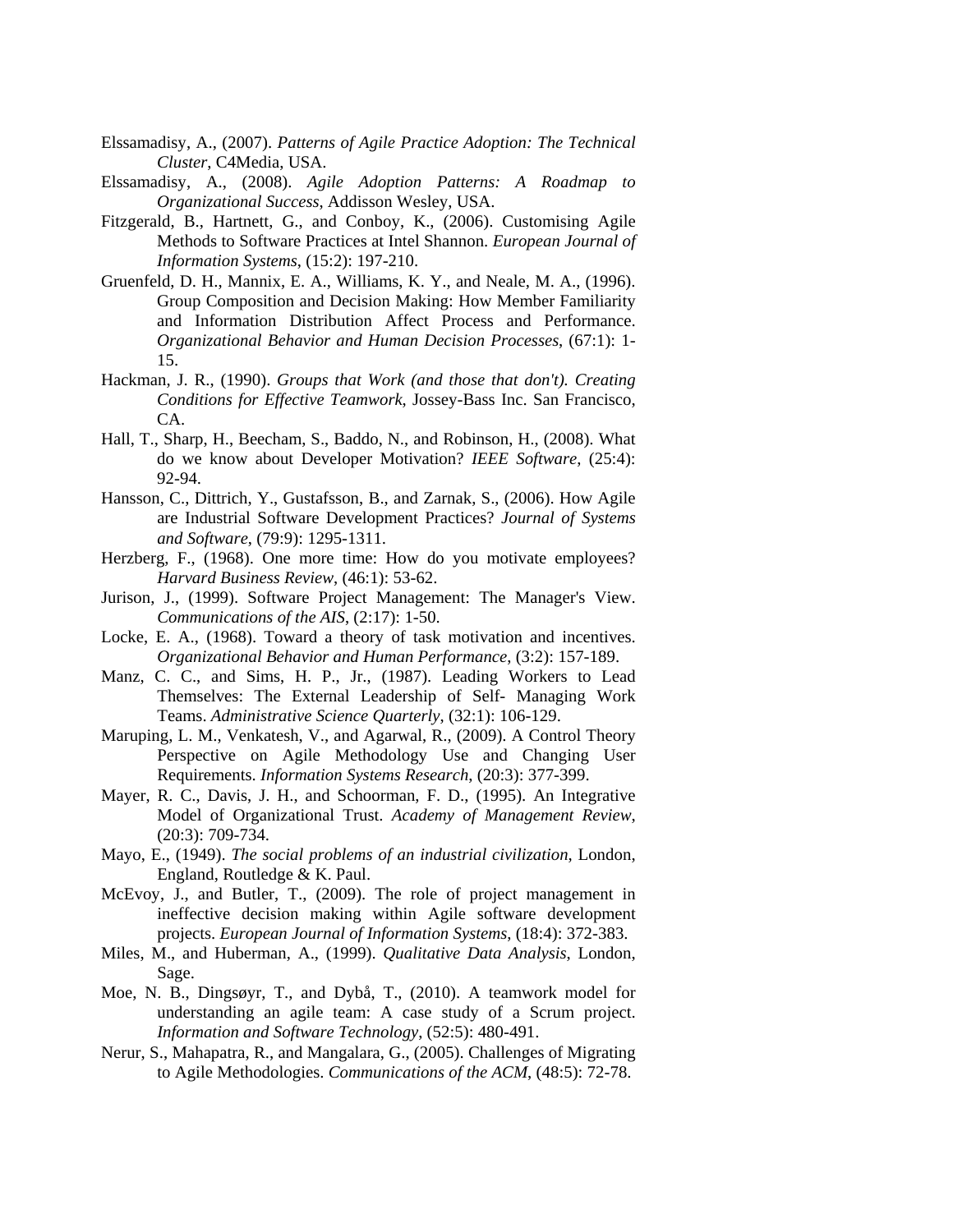Elssamadisy, A., (2007). *Patterns of Agile Practice Adoption: The Technical Cluster*, C4Media, USA.

Elssamadisy, A., (2008). *Agile Adoption Patterns: A Roadmap to Organizational Success*, Addisson Wesley, USA.

Fitzgerald, B., Hartnett, G., and Conboy, K., (2006). Customising Agile Methods to Software Practices at Intel Shannon. *European Journal of Information Systems*, (15:2): 197-210.

Gruenfeld, D. H., Mannix, E. A., Williams, K. Y., and Neale, M. A., (1996). Group Composition and Decision Making: How Member Familiarity and Information Distribution Affect Process and Performance. *Organizational Behavior and Human Decision Processes*, (67:1): 1-15.

Hackman, J. R., (1990). *Groups that Work (and those that don't). Creating Conditions for Effective Teamwork*, Jossey-Bass Inc. San Francisco, CA.

Hall, T., Sharp, H., Beecham, S., Baddo, N., and Robinson, H., (2008). What do we know about Developer Motivation? *IEEE Software*, (25:4): 92-94.

Hansson, C., Dittrich, Y., Gustafsson, B., and Zarnak, S., (2006). How Agile are Industrial Software Development Practices? *Journal of Systems and Software*, (79:9): 1295-1311.

Herzberg, F., (1968). One more time: How do you motivate employees? *Harvard Business Review*, (46:1): 53-62.

Jurison, J., (1999). Software Project Management: The Manager's View. *Communications of the AIS*, (2:17): 1-50.

Locke, E. A., (1968). Toward a theory of task motivation and incentives. *Organizational Behavior and Human Performance*, (3:2): 157-189.

Manz, C. C., and Sims, H. P., Jr., (1987). Leading Workers to Lead Themselves: The External Leadership of Self- Managing Work Teams. *Administrative Science Quarterly*, (32:1): 106-129.

Maruping, L. M., Venkatesh, V., and Agarwal, R., (2009). A Control Theory Perspective on Agile Methodology Use and Changing User Requirements. *Information Systems Research*, (20:3): 377-399.

Mayer, R. C., Davis, J. H., and Schoorman, F. D., (1995). An Integrative Model of Organizational Trust. *Academy of Management Review*, (20:3): 709-734.

Mayo, E., (1949). *The social problems of an industrial civilization*, London, England, Routledge & K. Paul.

McEvoy, J., and Butler, T., (2009). The role of project management in ineffective decision making within Agile software development projects. *European Journal of Information Systems*, (18:4): 372-383.

Miles, M., and Huberman, A., (1999). *Qualitative Data Analysis*, London, Sage.

Moe, N. B., Dingsøyr, T., and Dybå, T., (2010). A teamwork model for understanding an agile team: A case study of a Scrum project. *Information and Software Technology*, (52:5): 480-491.

Nerur, S., Mahapatra, R., and Mangalara, G., (2005). Challenges of Migrating to Agile Methodologies. *Communications of the ACM*, (48:5): 72-78.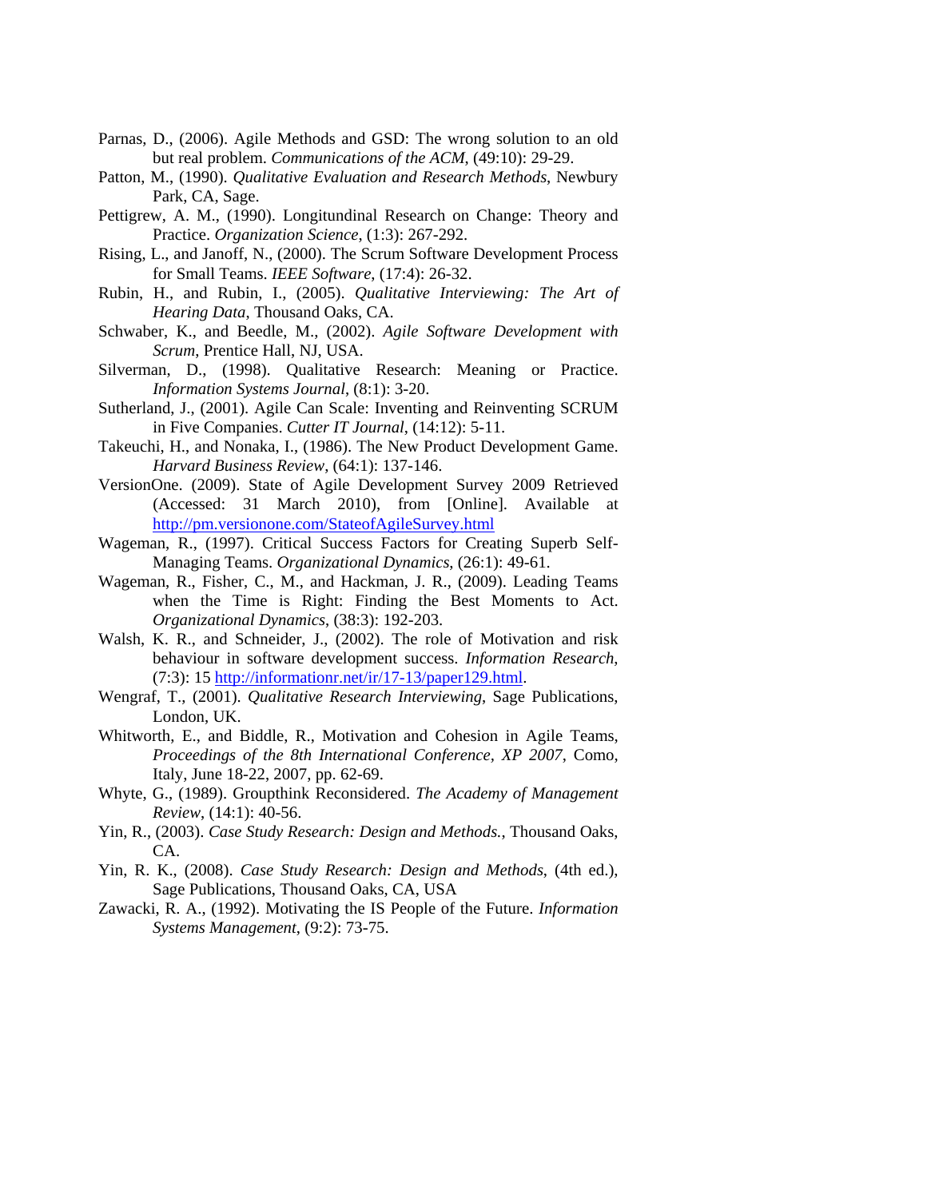Parnas, D., (2006). Agile Methods and GSD: The wrong solution to an old but real problem. *Communications of the ACM*, (49:10): 29-29.

Patton, M., (1990). *Qualitative Evaluation and Research Methods*, Newbury Park, CA, Sage.

Pettigrew, A. M., (1990). Longitundinal Research on Change: Theory and Practice. *Organization Science*, (1:3): 267-292.

Rising, L., and Janoff, N., (2000). The Scrum Software Development Process for Small Teams. *IEEE Software*, (17:4): 26-32.

Rubin, H., and Rubin, I., (2005). *Qualitative Interviewing: The Art of Hearing Data*, Thousand Oaks, CA.

Schwaber, K., and Beedle, M., (2002). *Agile Software Development with Scrum*, Prentice Hall, NJ, USA.

Silverman, D., (1998). Qualitative Research: Meaning or Practice. *Information Systems Journal*, (8:1): 3-20.

Sutherland, J., (2001). Agile Can Scale: Inventing and Reinventing SCRUM in Five Companies. *Cutter IT Journal*, (14:12): 5-11.

Takeuchi, H., and Nonaka, I., (1986). The New Product Development Game. *Harvard Business Review*, (64:1): 137-146.

VersionOne. (2009). State of Agile Development Survey 2009 Retrieved (Accessed: 31 March 2010), from [Online]. Available at http://pm.versionone.com/StateofAgileSurvey.html

Wageman, R., (1997). Critical Success Factors for Creating Superb Self-Managing Teams. *Organizational Dynamics*, (26:1): 49-61.

Wageman, R., Fisher, C., M., and Hackman, J. R., (2009). Leading Teams when the Time is Right: Finding the Best Moments to Act. *Organizational Dynamics*, (38:3): 192-203.

Walsh, K. R., and Schneider, J., (2002). The role of Motivation and risk behaviour in software development success. *Information Research*, (7:3): 15 http://informationr.net/ir/17-13/paper129.html.

Wengraf, T., (2001). *Qualitative Research Interviewing*, Sage Publications, London, UK.

Whitworth, E., and Biddle, R., Motivation and Cohesion in Agile Teams, *Proceedings of the 8th International Conference, XP 2007*, Como, Italy, June 18-22, 2007, pp. 62-69.

Whyte, G., (1989). Groupthink Reconsidered. *The Academy of Management Review*, (14:1): 40-56.

Yin, R., (2003). *Case Study Research: Design and Methods.*, Thousand Oaks, CA.

Yin, R. K., (2008). *Case Study Research: Design and Methods*, (4th ed.), Sage Publications, Thousand Oaks, CA, USA

Zawacki, R. A., (1992). Motivating the IS People of the Future. *Information Systems Management*, (9:2): 73-75.